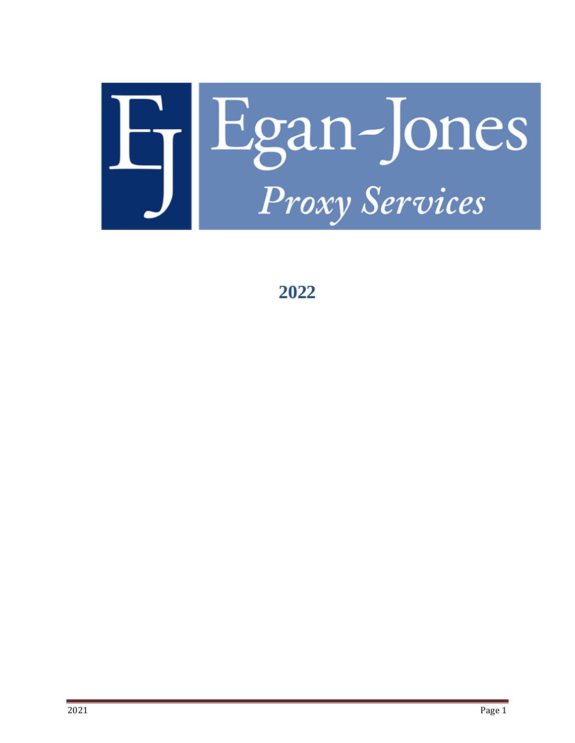# Egan-Jones

*Proxy Services*

## 2022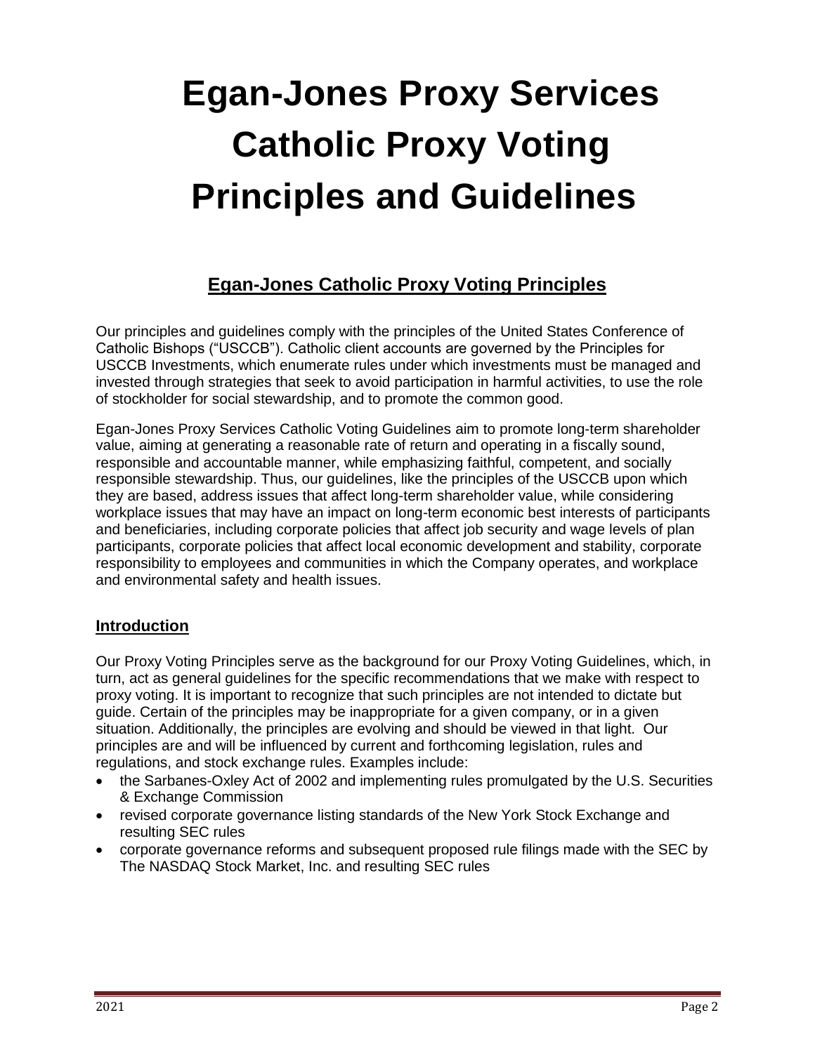# Egan-Jones Proxy Services Catholic Proxy Voting Principles and Guidelines

## Egan-Jones Catholic Proxy Voting Principles

Our principles and guidelines comply with the principles of the United States Conference of Catholic Bishops ("USCCB"). Catholic client accounts are governed by the Principles for USCCB Investments, which enumerate rules under which investments must be managed and invested through strategies that seek to avoid participation in harmful activities, to use the role of stockholder for social stewardship, and to promote the common good.

Egan-Jones Proxy Services Catholic Voting Guidelines aim to promote long-term shareholder value, aiming at generating a reasonable rate of return and operating in a fiscally sound, responsible and accountable manner, while emphasizing faithful, competent, and socially responsible stewardship. Thus, our guidelines, like the principles of the USCCB upon which they are based, address issues that affect long-term shareholder value, while considering workplace issues that may have an impact on long-term economic best interests of participants and beneficiaries, including corporate policies that affect job security and wage levels of plan participants, corporate policies that affect local economic development and stability, corporate responsibility to employees and communities in which the Company operates, and workplace and environmental safety and health issues.

### Introduction

Our Proxy Voting Principles serve as the background for our Proxy Voting Guidelines, which, in turn, act as general guidelines for the specific recommendations that we make with respect to proxy voting. It is important to recognize that such principles are not intended to dictate but guide. Certain of the principles may be inappropriate for a given company, or in a given situation. Additionally, the principles are evolving and should be viewed in that light. Our principles are and will be influenced by current and forthcoming legislation, rules and regulations, and stock exchange rules. Examples include:

- the Sarbanes-Oxley Act of 2002 and implementing rules promulgated by the U.S. Securities & Exchange Commission
- revised corporate governance listing standards of the New York Stock Exchange and resulting SEC rules
- corporate governance reforms and subsequent proposed rule filings made with the SEC by The NASDAQ Stock Market, Inc. and resulting SEC rules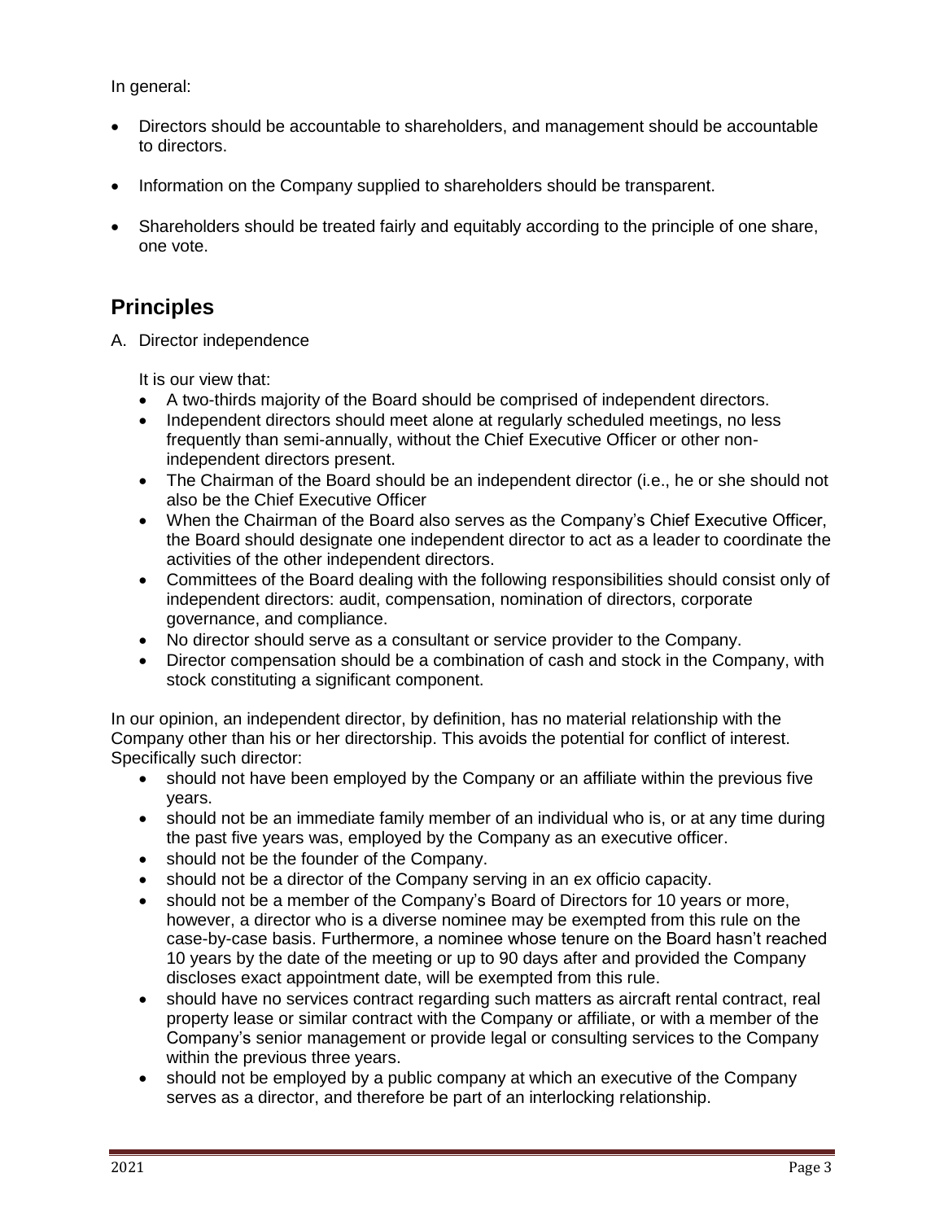In general:

- Directors should be accountable to shareholders, and management should be accountable to directors.
- Information on the Company supplied to shareholders should be transparent.
- Shareholders should be treated fairly and equitably according to the principle of one share, one vote.

## Principles

A. Director independence

It is our view that:

- A two-thirds majority of the Board should be comprised of independent directors.
- Independent directors should meet alone at regularly scheduled meetings, no less frequently than semi-annually, without the Chief Executive Officer or other non-independent directors present.
- The Chairman of the Board should be an independent director (i.e., he or she should not also be the Chief Executive Officer
- When the Chairman of the Board also serves as the Company's Chief Executive Officer, the Board should designate one independent director to act as a leader to coordinate the activities of the other independent directors.
- Committees of the Board dealing with the following responsibilities should consist only of independent directors: audit, compensation, nomination of directors, corporate governance, and compliance.
- No director should serve as a consultant or service provider to the Company.
- Director compensation should be a combination of cash and stock in the Company, with stock constituting a significant component.

In our opinion, an independent director, by definition, has no material relationship with the Company other than his or her directorship. This avoids the potential for conflict of interest. Specifically such director:

- should not have been employed by the Company or an affiliate within the previous five years.
- should not be an immediate family member of an individual who is, or at any time during the past five years was, employed by the Company as an executive officer.
- should not be the founder of the Company.
- should not be a director of the Company serving in an ex officio capacity.
- should not be a member of the Company's Board of Directors for 10 years or more, however, a director who is a diverse nominee may be exempted from this rule on the case-by-case basis. Furthermore, a nominee whose tenure on the Board hasn't reached 10 years by the date of the meeting or up to 90 days after and provided the Company discloses exact appointment date, will be exempted from this rule.
- should have no services contract regarding such matters as aircraft rental contract, real property lease or similar contract with the Company or affiliate, or with a member of the Company's senior management or provide legal or consulting services to the Company within the previous three years.
- should not be employed by a public company at which an executive of the Company serves as a director, and therefore be part of an interlocking relationship.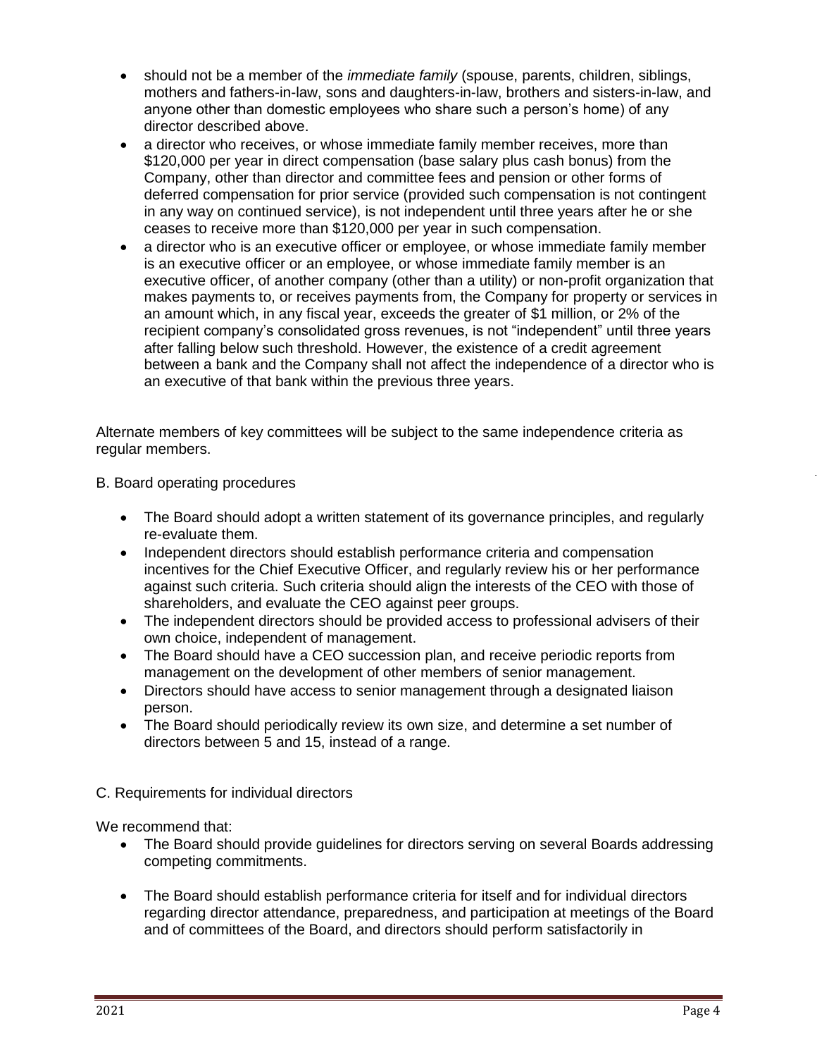- should not be a member of the *immediate family* (spouse, parents, children, siblings, mothers and fathers-in-law, sons and daughters-in-law, brothers and sisters-in-law, and anyone other than domestic employees who share such a person's home) of any director described above.
- a director who receives, or whose immediate family member receives, more than $120,000 per year in direct compensation (base salary plus cash bonus) from the Company, other than director and committee fees and pension or other forms of deferred compensation for prior service (provided such compensation is not contingent in any way on continued service), is not independent until three years after he or she ceases to receive more than $120,000 per year in such compensation.
- a director who is an executive officer or employee, or whose immediate family member is an executive officer or an employee, or whose immediate family member is an executive officer, of another company (other than a utility) or non-profit organization that makes payments to, or receives payments from, the Company for property or services in an amount which, in any fiscal year, exceeds the greater of $1 million, or 2% of the recipient company's consolidated gross revenues, is not "independent" until three years after falling below such threshold. However, the existence of a credit agreement between a bank and the Company shall not affect the independence of a director who is an executive of that bank within the previous three years.

Alternate members of key committees will be subject to the same independence criteria as regular members.

B. Board operating procedures

- The Board should adopt a written statement of its governance principles, and regularly re-evaluate them.
- Independent directors should establish performance criteria and compensation incentives for the Chief Executive Officer, and regularly review his or her performance against such criteria. Such criteria should align the interests of the CEO with those of shareholders, and evaluate the CEO against peer groups.
- The independent directors should be provided access to professional advisers of their own choice, independent of management.
- The Board should have a CEO succession plan, and receive periodic reports from management on the development of other members of senior management.
- Directors should have access to senior management through a designated liaison person.
- The Board should periodically review its own size, and determine a set number of directors between 5 and 15, instead of a range.

C. Requirements for individual directors

We recommend that:

- The Board should provide guidelines for directors serving on several Boards addressing competing commitments.
- The Board should establish performance criteria for itself and for individual directors regarding director attendance, preparedness, and participation at meetings of the Board and of committees of the Board, and directors should perform satisfactorily in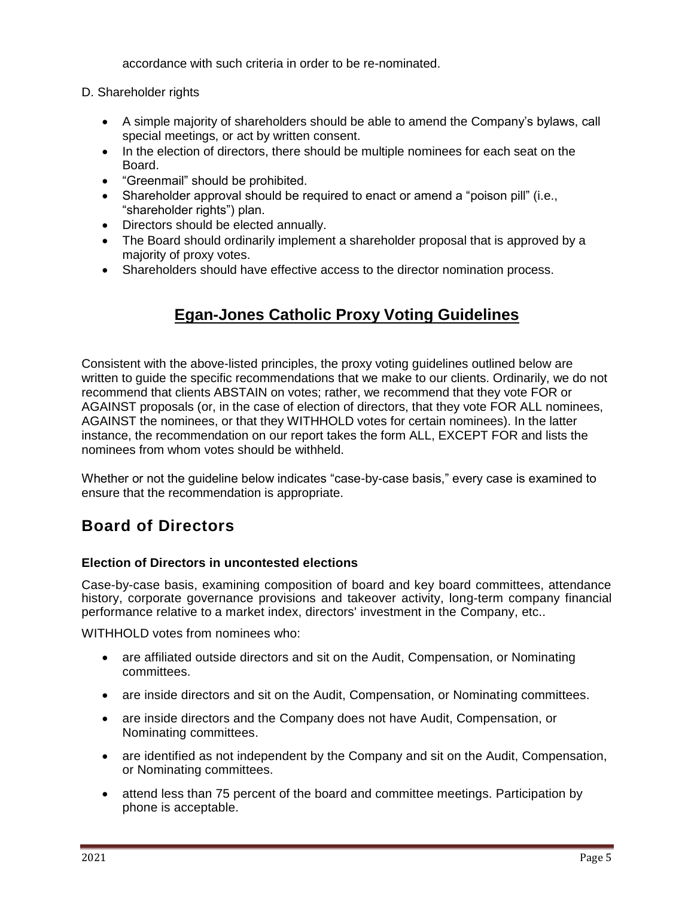accordance with such criteria in order to be re-nominated.

D. Shareholder rights

- A simple majority of shareholders should be able to amend the Company's bylaws, call special meetings, or act by written consent.
- In the election of directors, there should be multiple nominees for each seat on the Board.
- "Greenmail" should be prohibited.
- Shareholder approval should be required to enact or amend a "poison pill" (i.e., "shareholder rights") plan.
- Directors should be elected annually.
- The Board should ordinarily implement a shareholder proposal that is approved by a majority of proxy votes.
- Shareholders should have effective access to the director nomination process.

# Egan-Jones Catholic Proxy Voting Guidelines

Consistent with the above-listed principles, the proxy voting guidelines outlined below are written to guide the specific recommendations that we make to our clients. Ordinarily, we do not recommend that clients ABSTAIN on votes; rather, we recommend that they vote FOR or AGAINST proposals (or, in the case of election of directors, that they vote FOR ALL nominees, AGAINST the nominees, or that they WITHHOLD votes for certain nominees). In the latter instance, the recommendation on our report takes the form ALL, EXCEPT FOR and lists the nominees from whom votes should be withheld.

Whether or not the guideline below indicates "case-by-case basis," every case is examined to ensure that the recommendation is appropriate.

## Board of Directors

### Election of Directors in uncontested elections

Case-by-case basis, examining composition of board and key board committees, attendance history, corporate governance provisions and takeover activity, long-term company financial performance relative to a market index, directors' investment in the Company, etc..

WITHHOLD votes from nominees who:

- are affiliated outside directors and sit on the Audit, Compensation, or Nominating committees.
- are inside directors and sit on the Audit, Compensation, or Nominating committees.
- are inside directors and the Company does not have Audit, Compensation, or Nominating committees.
- are identified as not independent by the Company and sit on the Audit, Compensation, or Nominating committees.
- attend less than 75 percent of the board and committee meetings. Participation by phone is acceptable.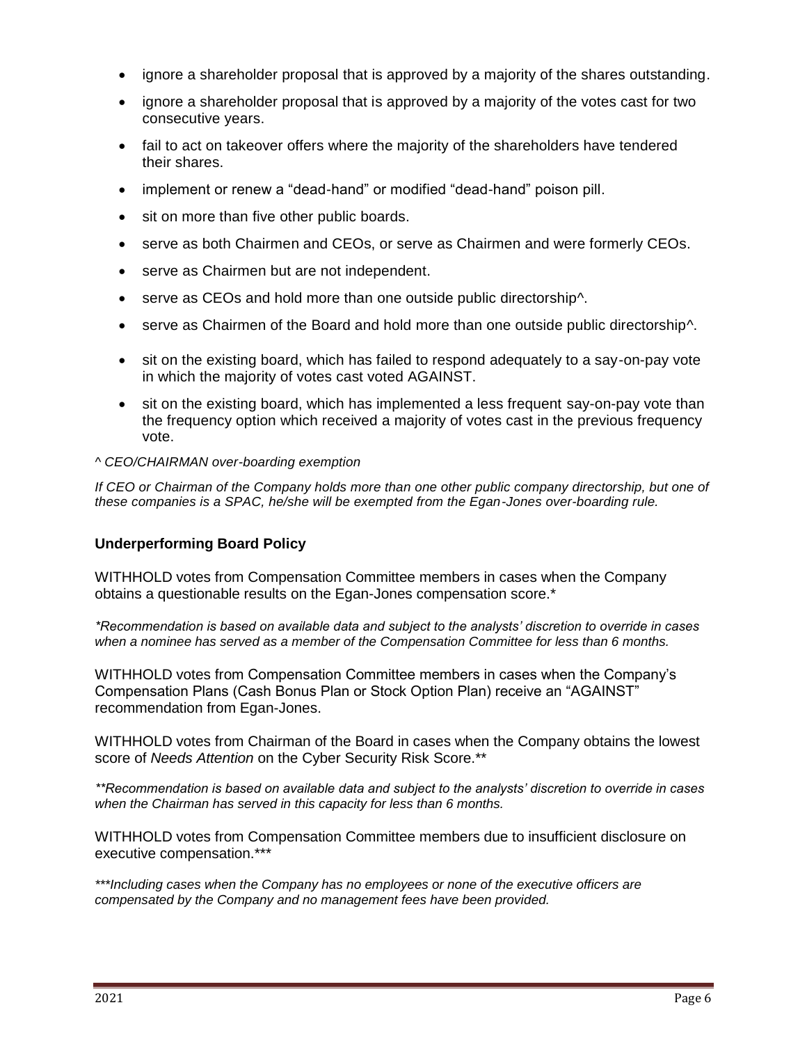- ignore a shareholder proposal that is approved by a majority of the shares outstanding.
- ignore a shareholder proposal that is approved by a majority of the votes cast for two consecutive years.
- fail to act on takeover offers where the majority of the shareholders have tendered their shares.
- implement or renew a "dead-hand" or modified "dead-hand" poison pill.
- sit on more than five other public boards.
- serve as both Chairmen and CEOs, or serve as Chairmen and were formerly CEOs.
- serve as Chairmen but are not independent.
- serve as CEOs and hold more than one outside public directorship^.
- serve as Chairmen of the Board and hold more than one outside public directorship^.
- sit on the existing board, which has failed to respond adequately to a say-on-pay vote in which the majority of votes cast voted AGAINST.
- sit on the existing board, which has implemented a less frequent say-on-pay vote than the frequency option which received a majority of votes cast in the previous frequency vote.

*^ CEO/CHAIRMAN over-boarding exemption*

*If CEO or Chairman of the Company holds more than one other public company directorship, but one of these companies is a SPAC, he/she will be exempted from the Egan-Jones over-boarding rule.*

### Underperforming Board Policy

WITHHOLD votes from Compensation Committee members in cases when the Company obtains a questionable results on the Egan-Jones compensation score.*

*\*Recommendation is based on available data and subject to the analysts' discretion to override in cases when a nominee has served as a member of the Compensation Committee for less than 6 months.*

WITHHOLD votes from Compensation Committee members in cases when the Company's Compensation Plans (Cash Bonus Plan or Stock Option Plan) receive an "AGAINST" recommendation from Egan-Jones.

WITHHOLD votes from Chairman of the Board in cases when the Company obtains the lowest score of *Needs Attention* on the Cyber Security Risk Score.**

*\*\*Recommendation is based on available data and subject to the analysts' discretion to override in cases when the Chairman has served in this capacity for less than 6 months.*

WITHHOLD votes from Compensation Committee members due to insufficient disclosure on executive compensation.***

*\*\*\*Including cases when the Company has no employees or none of the executive officers are compensated by the Company and no management fees have been provided.*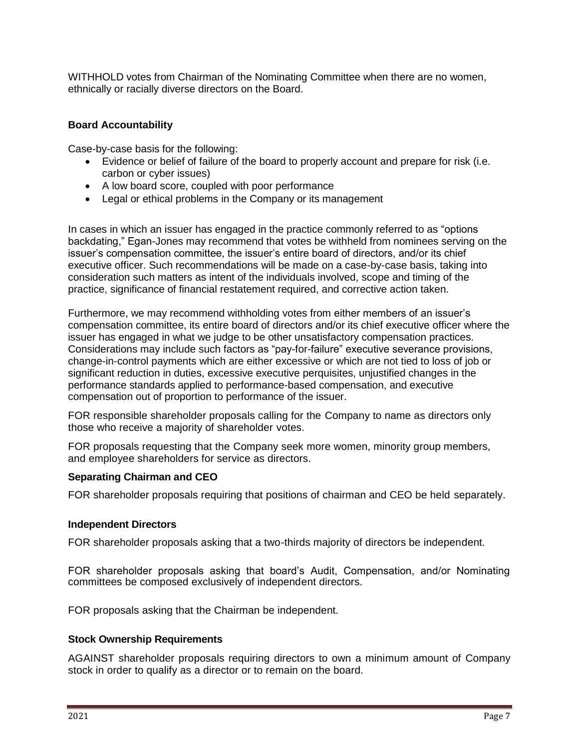WITHHOLD votes from Chairman of the Nominating Committee when there are no women, ethnically or racially diverse directors on the Board.

### Board Accountability

Case-by-case basis for the following:

- Evidence or belief of failure of the board to properly account and prepare for risk (i.e. carbon or cyber issues)
- A low board score, coupled with poor performance
- Legal or ethical problems in the Company or its management

In cases in which an issuer has engaged in the practice commonly referred to as "options backdating," Egan-Jones may recommend that votes be withheld from nominees serving on the issuer's compensation committee, the issuer's entire board of directors, and/or its chief executive officer. Such recommendations will be made on a case-by-case basis, taking into consideration such matters as intent of the individuals involved, scope and timing of the practice, significance of financial restatement required, and corrective action taken.

Furthermore, we may recommend withholding votes from either members of an issuer's compensation committee, its entire board of directors and/or its chief executive officer where the issuer has engaged in what we judge to be other unsatisfactory compensation practices. Considerations may include such factors as "pay-for-failure" executive severance provisions, change-in-control payments which are either excessive or which are not tied to loss of job or significant reduction in duties, excessive executive perquisites, unjustified changes in the performance standards applied to performance-based compensation, and executive compensation out of proportion to performance of the issuer.

FOR responsible shareholder proposals calling for the Company to name as directors only those who receive a majority of shareholder votes.

FOR proposals requesting that the Company seek more women, minority group members, and employee shareholders for service as directors.

### Separating Chairman and CEO

FOR shareholder proposals requiring that positions of chairman and CEO be held separately.

### Independent Directors

FOR shareholder proposals asking that a two-thirds majority of directors be independent.

FOR shareholder proposals asking that board's Audit, Compensation, and/or Nominating committees be composed exclusively of independent directors.

FOR proposals asking that the Chairman be independent.

### Stock Ownership Requirements

AGAINST shareholder proposals requiring directors to own a minimum amount of Company stock in order to qualify as a director or to remain on the board.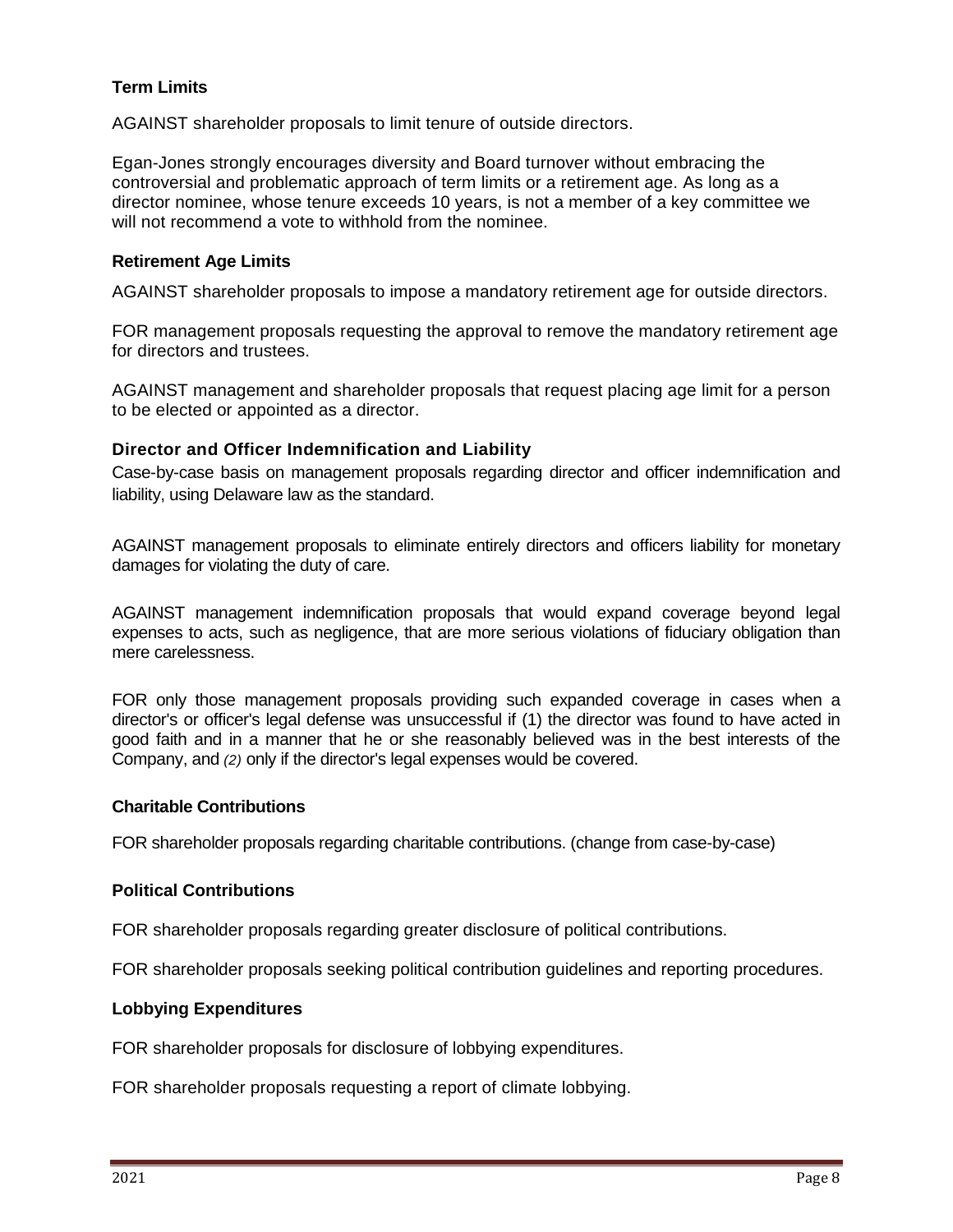### Term Limits

AGAINST shareholder proposals to limit tenure of outside directors.

Egan-Jones strongly encourages diversity and Board turnover without embracing the controversial and problematic approach of term limits or a retirement age. As long as a director nominee, whose tenure exceeds 10 years, is not a member of a key committee we will not recommend a vote to withhold from the nominee.

### Retirement Age Limits

AGAINST shareholder proposals to impose a mandatory retirement age for outside directors.

FOR management proposals requesting the approval to remove the mandatory retirement age for directors and trustees.

AGAINST management and shareholder proposals that request placing age limit for a person to be elected or appointed as a director.

### Director and Officer Indemnification and Liability

Case-by-case basis on management proposals regarding director and officer indemnification and liability, using Delaware law as the standard.

AGAINST management proposals to eliminate entirely directors and officers liability for monetary damages for violating the duty of care.

AGAINST management indemnification proposals that would expand coverage beyond legal expenses to acts, such as negligence, that are more serious violations of fiduciary obligation than mere carelessness.

FOR only those management proposals providing such expanded coverage in cases when a director's or officer's legal defense was unsuccessful if (1) the director was found to have acted in good faith and in a manner that he or she reasonably believed was in the best interests of the Company, and *(2)* only if the director's legal expenses would be covered.

### Charitable Contributions

FOR shareholder proposals regarding charitable contributions. (change from case-by-case)

### Political Contributions

FOR shareholder proposals regarding greater disclosure of political contributions.

FOR shareholder proposals seeking political contribution guidelines and reporting procedures.

### Lobbying Expenditures

FOR shareholder proposals for disclosure of lobbying expenditures.

FOR shareholder proposals requesting a report of climate lobbying.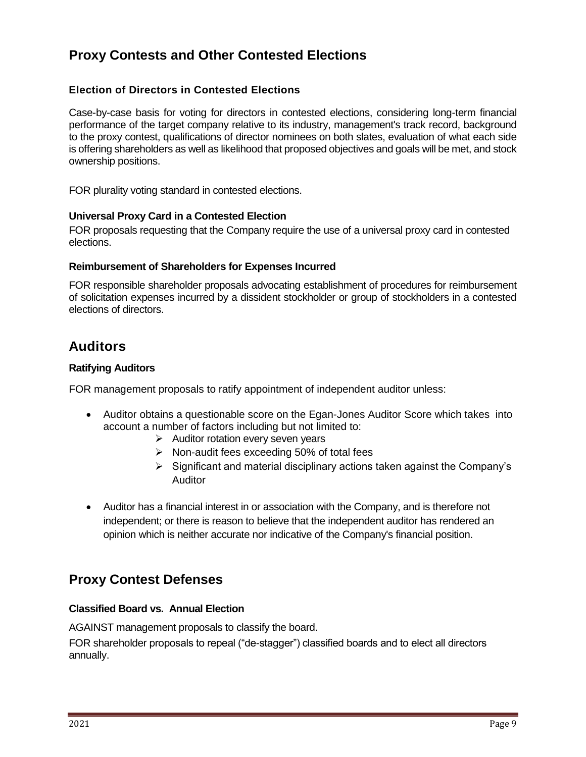## Proxy Contests and Other Contested Elections

### Election of Directors in Contested Elections

Case-by-case basis for voting for directors in contested elections, considering long-term financial performance of the target company relative to its industry, management's track record, background to the proxy contest, qualifications of director nominees on both slates, evaluation of what each side is offering shareholders as well as likelihood that proposed objectives and goals will be met, and stock ownership positions.

FOR plurality voting standard in contested elections.

### Universal Proxy Card in a Contested Election

FOR proposals requesting that the Company require the use of a universal proxy card in contested elections.

### Reimbursement of Shareholders for Expenses Incurred

FOR responsible shareholder proposals advocating establishment of procedures for reimbursement of solicitation expenses incurred by a dissident stockholder or group of stockholders in a contested elections of directors.

## Auditors

### Ratifying Auditors

FOR management proposals to ratify appointment of independent auditor unless:

- Auditor obtains a questionable score on the Egan-Jones Auditor Score which takes into account a number of factors including but not limited to:
  - Auditor rotation every seven years
  - Non-audit fees exceeding 50% of total fees
  - Significant and material disciplinary actions taken against the Company's Auditor
- Auditor has a financial interest in or association with the Company, and is therefore not independent; or there is reason to believe that the independent auditor has rendered an opinion which is neither accurate nor indicative of the Company's financial position.

## Proxy Contest Defenses

### Classified Board vs. Annual Election

AGAINST management proposals to classify the board.

FOR shareholder proposals to repeal ("de-stagger") classified boards and to elect all directors annually.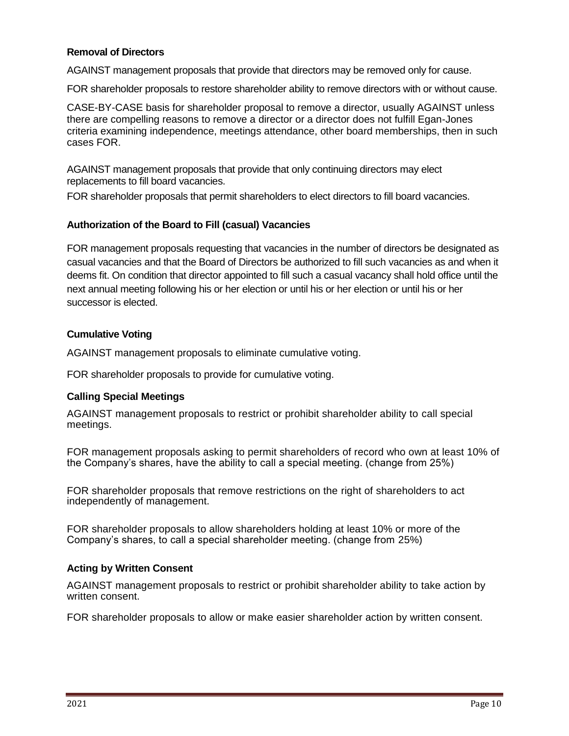**Removal of Directors**

AGAINST management proposals that provide that directors may be removed only for cause.

FOR shareholder proposals to restore shareholder ability to remove directors with or without cause.

CASE-BY-CASE basis for shareholder proposal to remove a director, usually AGAINST unless there are compelling reasons to remove a director or a director does not fulfill Egan-Jones criteria examining independence, meetings attendance, other board memberships, then in such cases FOR.

AGAINST management proposals that provide that only continuing directors may elect replacements to fill board vacancies.

FOR shareholder proposals that permit shareholders to elect directors to fill board vacancies.

**Authorization of the Board to Fill (casual) Vacancies**

FOR management proposals requesting that vacancies in the number of directors be designated as casual vacancies and that the Board of Directors be authorized to fill such vacancies as and when it deems fit. On condition that director appointed to fill such a casual vacancy shall hold office until the next annual meeting following his or her election or until his or her election or until his or her successor is elected.

**Cumulative Voting**

AGAINST management proposals to eliminate cumulative voting.

FOR shareholder proposals to provide for cumulative voting.

**Calling Special Meetings**

AGAINST management proposals to restrict or prohibit shareholder ability to call special meetings.

FOR management proposals asking to permit shareholders of record who own at least 10% of the Company's shares, have the ability to call a special meeting. (change from 25%)

FOR shareholder proposals that remove restrictions on the right of shareholders to act independently of management.

FOR shareholder proposals to allow shareholders holding at least 10% or more of the Company's shares, to call a special shareholder meeting. (change from 25%)

**Acting by Written Consent**

AGAINST management proposals to restrict or prohibit shareholder ability to take action by written consent.

FOR shareholder proposals to allow or make easier shareholder action by written consent.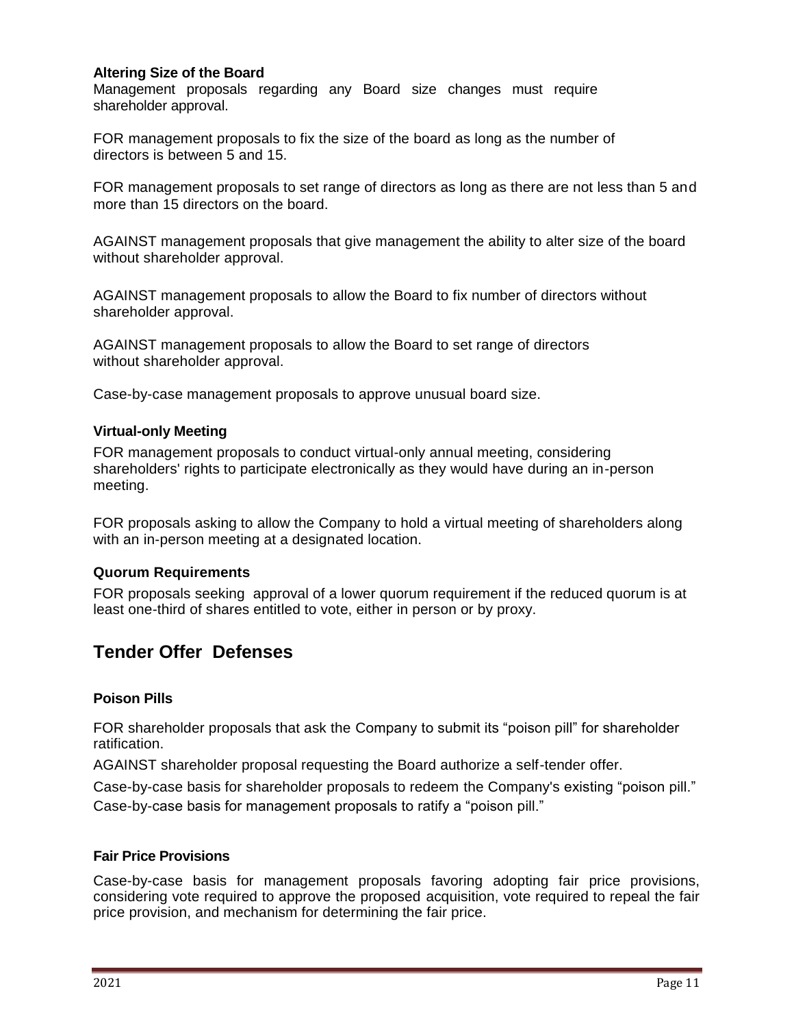### Altering Size of the Board

Management proposals regarding any Board size changes must require shareholder approval.

FOR management proposals to fix the size of the board as long as the number of directors is between 5 and 15.

FOR management proposals to set range of directors as long as there are not less than 5 and more than 15 directors on the board.

AGAINST management proposals that give management the ability to alter size of the board without shareholder approval.

AGAINST management proposals to allow the Board to fix number of directors without shareholder approval.

AGAINST management proposals to allow the Board to set range of directors without shareholder approval.

Case-by-case management proposals to approve unusual board size.

### Virtual-only Meeting

FOR management proposals to conduct virtual-only annual meeting, considering shareholders' rights to participate electronically as they would have during an in-person meeting.

FOR proposals asking to allow the Company to hold a virtual meeting of shareholders along with an in-person meeting at a designated location.

### Quorum Requirements

FOR proposals seeking approval of a lower quorum requirement if the reduced quorum is at least one-third of shares entitled to vote, either in person or by proxy.

## Tender Offer Defenses

### Poison Pills

FOR shareholder proposals that ask the Company to submit its "poison pill" for shareholder ratification.

AGAINST shareholder proposal requesting the Board authorize a self-tender offer.

Case-by-case basis for shareholder proposals to redeem the Company's existing "poison pill."

Case-by-case basis for management proposals to ratify a "poison pill."

### Fair Price Provisions

Case-by-case basis for management proposals favoring adopting fair price provisions, considering vote required to approve the proposed acquisition, vote required to repeal the fair price provision, and mechanism for determining the fair price.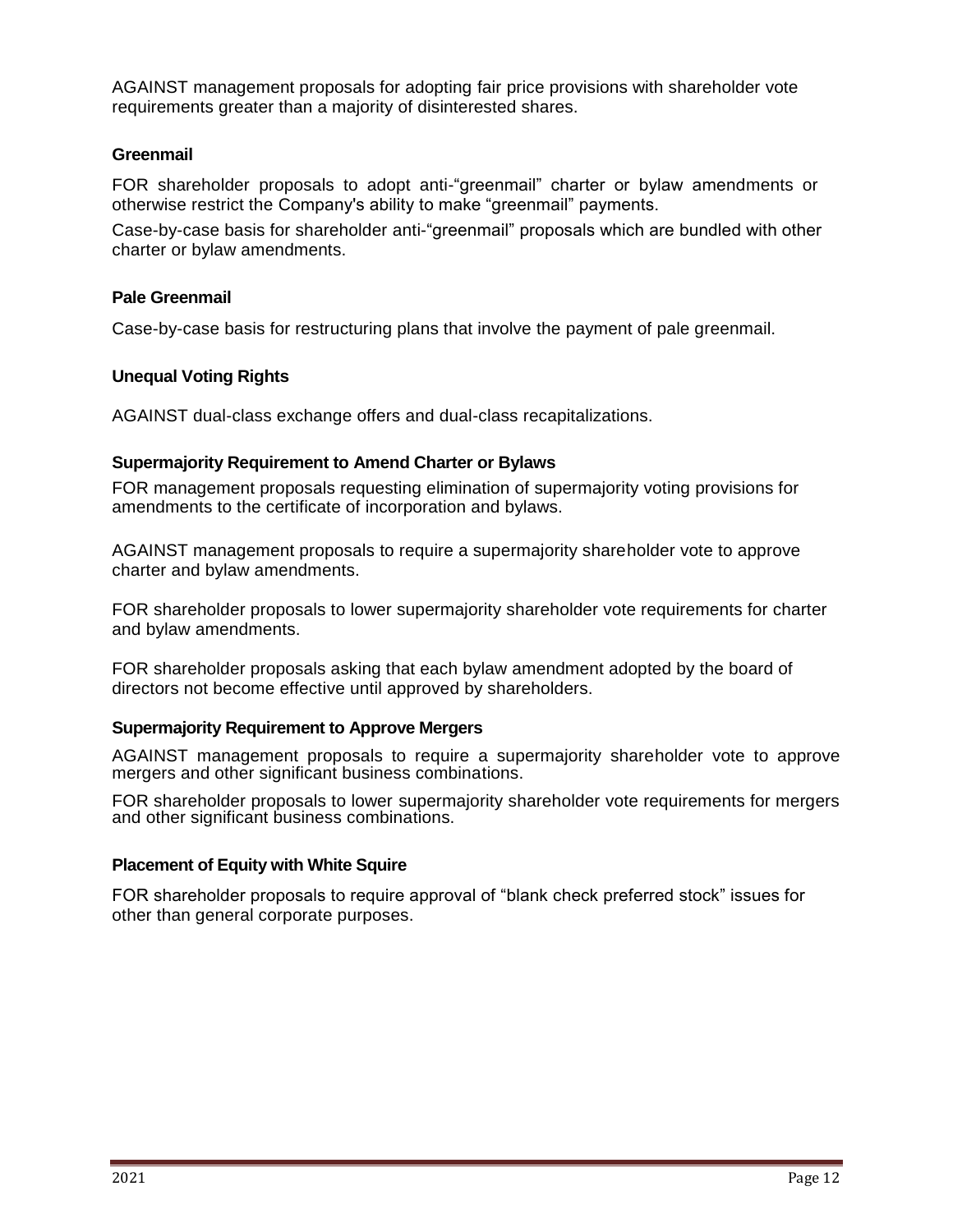AGAINST management proposals for adopting fair price provisions with shareholder vote requirements greater than a majority of disinterested shares.

### Greenmail

FOR shareholder proposals to adopt anti-“greenmail” charter or bylaw amendments or otherwise restrict the Company's ability to make “greenmail” payments.

Case-by-case basis for shareholder anti-“greenmail” proposals which are bundled with other charter or bylaw amendments.

### Pale Greenmail

Case-by-case basis for restructuring plans that involve the payment of pale greenmail.

### Unequal Voting Rights

AGAINST dual-class exchange offers and dual-class recapitalizations.

### Supermajority Requirement to Amend Charter or Bylaws

FOR management proposals requesting elimination of supermajority voting provisions for amendments to the certificate of incorporation and bylaws.

AGAINST management proposals to require a supermajority shareholder vote to approve charter and bylaw amendments.

FOR shareholder proposals to lower supermajority shareholder vote requirements for charter and bylaw amendments.

FOR shareholder proposals asking that each bylaw amendment adopted by the board of directors not become effective until approved by shareholders.

### Supermajority Requirement to Approve Mergers

AGAINST management proposals to require a supermajority shareholder vote to approve mergers and other significant business combinations.

FOR shareholder proposals to lower supermajority shareholder vote requirements for mergers and other significant business combinations.

### Placement of Equity with White Squire

FOR shareholder proposals to require approval of “blank check preferred stock” issues for other than general corporate purposes.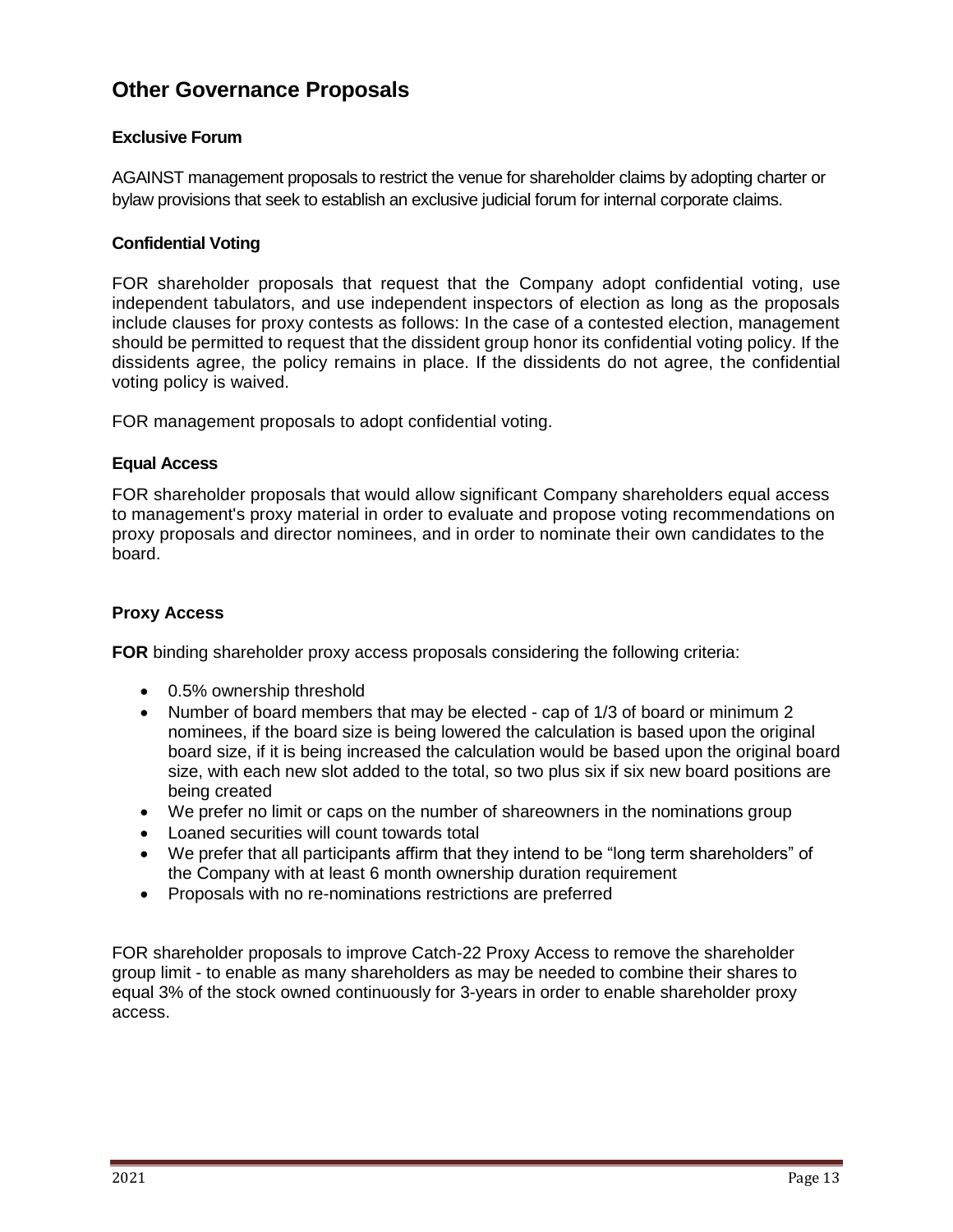## Other Governance Proposals

### Exclusive Forum

AGAINST management proposals to restrict the venue for shareholder claims by adopting charter or bylaw provisions that seek to establish an exclusive judicial forum for internal corporate claims.

### Confidential Voting

FOR shareholder proposals that request that the Company adopt confidential voting, use independent tabulators, and use independent inspectors of election as long as the proposals include clauses for proxy contests as follows: In the case of a contested election, management should be permitted to request that the dissident group honor its confidential voting policy. If the dissidents agree, the policy remains in place. If the dissidents do not agree, the confidential voting policy is waived.

FOR management proposals to adopt confidential voting.

### Equal Access

FOR shareholder proposals that would allow significant Company shareholders equal access to management's proxy material in order to evaluate and propose voting recommendations on proxy proposals and director nominees, and in order to nominate their own candidates to the board.

### Proxy Access

**FOR** binding shareholder proxy access proposals considering the following criteria:

- 0.5% ownership threshold
- Number of board members that may be elected - cap of 1/3 of board or minimum 2 nominees, if the board size is being lowered the calculation is based upon the original board size, if it is being increased the calculation would be based upon the original board size, with each new slot added to the total, so two plus six if six new board positions are being created
- We prefer no limit or caps on the number of shareowners in the nominations group
- Loaned securities will count towards total
- We prefer that all participants affirm that they intend to be "long term shareholders" of the Company with at least 6 month ownership duration requirement
- Proposals with no re-nominations restrictions are preferred

FOR shareholder proposals to improve Catch-22 Proxy Access to remove the shareholder group limit - to enable as many shareholders as may be needed to combine their shares to equal 3% of the stock owned continuously for 3-years in order to enable shareholder proxy access.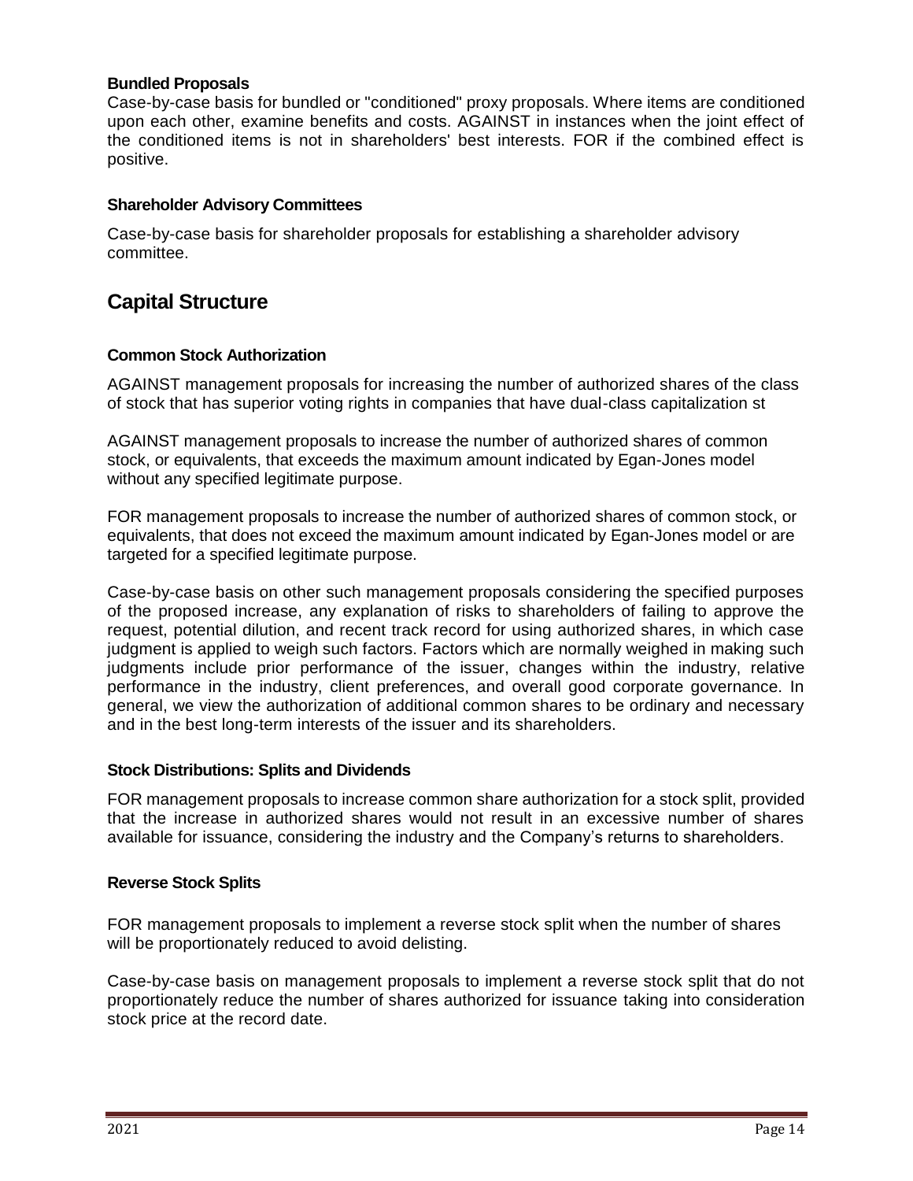### Bundled Proposals

Case-by-case basis for bundled or "conditioned" proxy proposals. Where items are conditioned upon each other, examine benefits and costs. AGAINST in instances when the joint effect of the conditioned items is not in shareholders' best interests. FOR if the combined effect is positive.

### Shareholder Advisory Committees

Case-by-case basis for shareholder proposals for establishing a shareholder advisory committee.

## Capital Structure

### Common Stock Authorization

AGAINST management proposals for increasing the number of authorized shares of the class of stock that has superior voting rights in companies that have dual-class capitalization st

AGAINST management proposals to increase the number of authorized shares of common stock, or equivalents, that exceeds the maximum amount indicated by Egan-Jones model without any specified legitimate purpose.

FOR management proposals to increase the number of authorized shares of common stock, or equivalents, that does not exceed the maximum amount indicated by Egan-Jones model or are targeted for a specified legitimate purpose.

Case-by-case basis on other such management proposals considering the specified purposes of the proposed increase, any explanation of risks to shareholders of failing to approve the request, potential dilution, and recent track record for using authorized shares, in which case judgment is applied to weigh such factors. Factors which are normally weighed in making such judgments include prior performance of the issuer, changes within the industry, relative performance in the industry, client preferences, and overall good corporate governance. In general, we view the authorization of additional common shares to be ordinary and necessary and in the best long-term interests of the issuer and its shareholders.

### Stock Distributions: Splits and Dividends

FOR management proposals to increase common share authorization for a stock split, provided that the increase in authorized shares would not result in an excessive number of shares available for issuance, considering the industry and the Company's returns to shareholders.

### Reverse Stock Splits

FOR management proposals to implement a reverse stock split when the number of shares will be proportionately reduced to avoid delisting.

Case-by-case basis on management proposals to implement a reverse stock split that do not proportionately reduce the number of shares authorized for issuance taking into consideration stock price at the record date.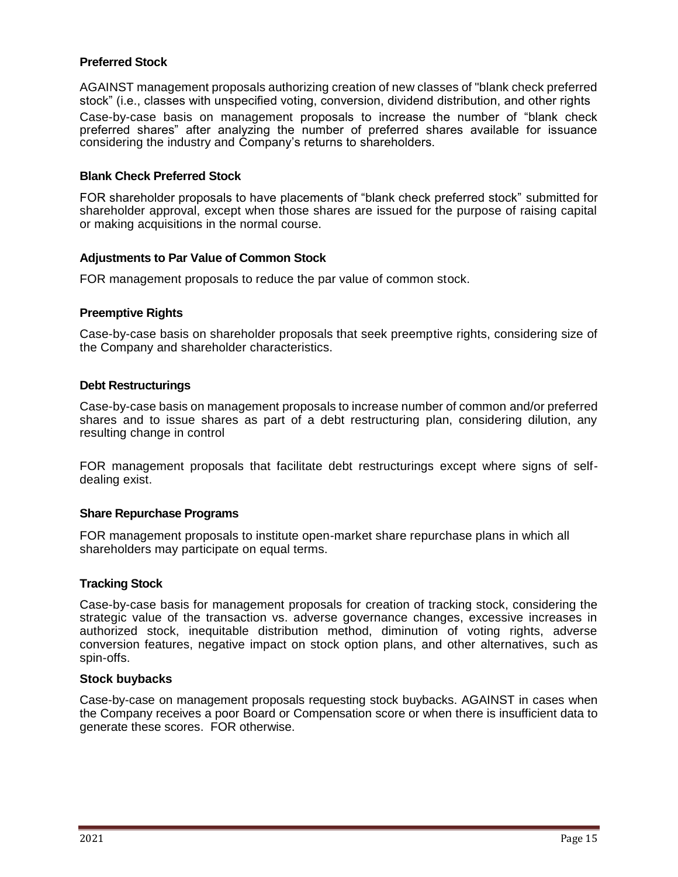### Preferred Stock

AGAINST management proposals authorizing creation of new classes of "blank check preferred stock" (i.e., classes with unspecified voting, conversion, dividend distribution, and other rights

Case-by-case basis on management proposals to increase the number of "blank check preferred shares" after analyzing the number of preferred shares available for issuance considering the industry and Company's returns to shareholders.

### Blank Check Preferred Stock

FOR shareholder proposals to have placements of "blank check preferred stock" submitted for shareholder approval, except when those shares are issued for the purpose of raising capital or making acquisitions in the normal course.

### Adjustments to Par Value of Common Stock

FOR management proposals to reduce the par value of common stock.

### Preemptive Rights

Case-by-case basis on shareholder proposals that seek preemptive rights, considering size of the Company and shareholder characteristics.

### Debt Restructurings

Case-by-case basis on management proposals to increase number of common and/or preferred shares and to issue shares as part of a debt restructuring plan, considering dilution, any resulting change in control

FOR management proposals that facilitate debt restructurings except where signs of self-dealing exist.

### Share Repurchase Programs

FOR management proposals to institute open-market share repurchase plans in which all shareholders may participate on equal terms.

### Tracking Stock

Case-by-case basis for management proposals for creation of tracking stock, considering the strategic value of the transaction vs. adverse governance changes, excessive increases in authorized stock, inequitable distribution method, diminution of voting rights, adverse conversion features, negative impact on stock option plans, and other alternatives, such as spin-offs.

### Stock buybacks

Case-by-case on management proposals requesting stock buybacks. AGAINST in cases when the Company receives a poor Board or Compensation score or when there is insufficient data to generate these scores. FOR otherwise.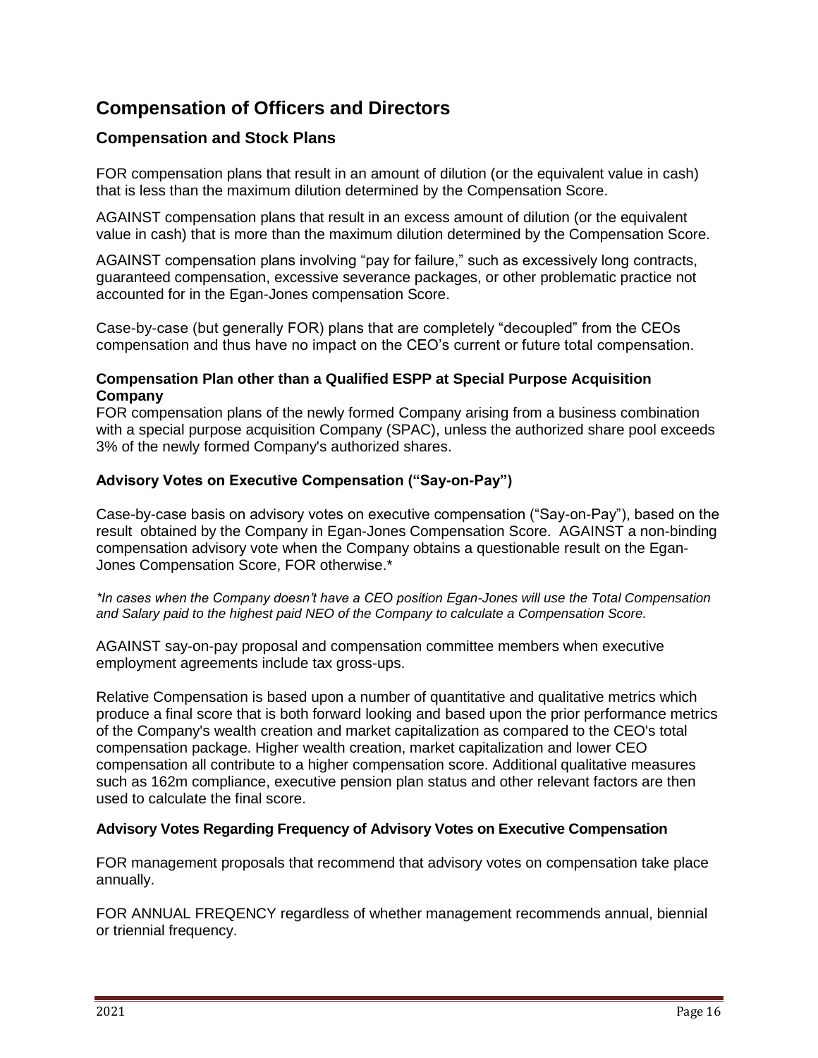# Compensation of Officers and Directors

## Compensation and Stock Plans

FOR compensation plans that result in an amount of dilution (or the equivalent value in cash) that is less than the maximum dilution determined by the Compensation Score.

AGAINST compensation plans that result in an excess amount of dilution (or the equivalent value in cash) that is more than the maximum dilution determined by the Compensation Score.

AGAINST compensation plans involving "pay for failure," such as excessively long contracts, guaranteed compensation, excessive severance packages, or other problematic practice not accounted for in the Egan-Jones compensation Score.

Case-by-case (but generally FOR) plans that are completely "decoupled" from the CEOs compensation and thus have no impact on the CEO's current or future total compensation.

### Compensation Plan other than a Qualified ESPP at Special Purpose Acquisition Company

FOR compensation plans of the newly formed Company arising from a business combination with a special purpose acquisition Company (SPAC), unless the authorized share pool exceeds 3% of the newly formed Company's authorized shares.

### Advisory Votes on Executive Compensation ("Say-on-Pay")

Case-by-case basis on advisory votes on executive compensation ("Say-on-Pay"), based on the result obtained by the Company in Egan-Jones Compensation Score. AGAINST a non-binding compensation advisory vote when the Company obtains a questionable result on the Egan-Jones Compensation Score, FOR otherwise.*

*\*In cases when the Company doesn't have a CEO position Egan-Jones will use the Total Compensation and Salary paid to the highest paid NEO of the Company to calculate a Compensation Score.*

AGAINST say-on-pay proposal and compensation committee members when executive employment agreements include tax gross-ups.

Relative Compensation is based upon a number of quantitative and qualitative metrics which produce a final score that is both forward looking and based upon the prior performance metrics of the Company's wealth creation and market capitalization as compared to the CEO's total compensation package. Higher wealth creation, market capitalization and lower CEO compensation all contribute to a higher compensation score. Additional qualitative measures such as 162m compliance, executive pension plan status and other relevant factors are then used to calculate the final score.

### Advisory Votes Regarding Frequency of Advisory Votes on Executive Compensation

FOR management proposals that recommend that advisory votes on compensation take place annually.

FOR ANNUAL FREQENCY regardless of whether management recommends annual, biennial or triennial frequency.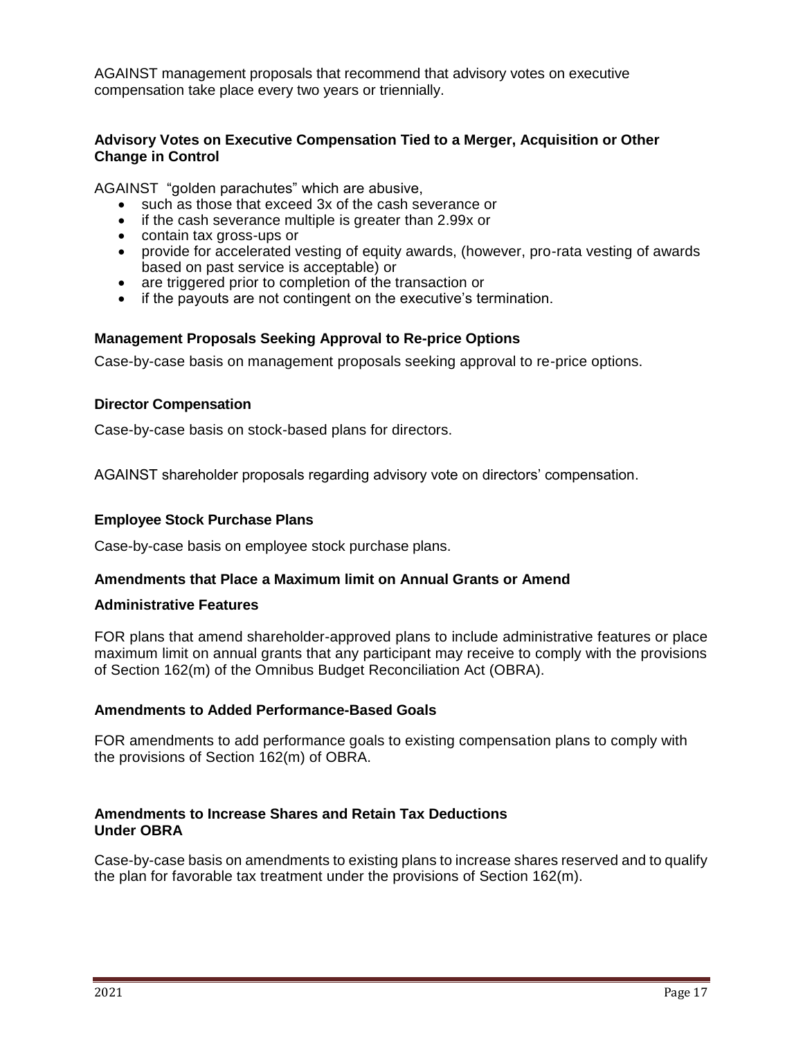AGAINST management proposals that recommend that advisory votes on executive compensation take place every two years or triennially.

### Advisory Votes on Executive Compensation Tied to a Merger, Acquisition or Other Change in Control

AGAINST "golden parachutes" which are abusive,

- such as those that exceed 3x of the cash severance or
- if the cash severance multiple is greater than 2.99x or
- contain tax gross-ups or
- provide for accelerated vesting of equity awards, (however, pro-rata vesting of awards based on past service is acceptable) or
- are triggered prior to completion of the transaction or
- if the payouts are not contingent on the executive's termination.

### Management Proposals Seeking Approval to Re-price Options

Case-by-case basis on management proposals seeking approval to re-price options.

### Director Compensation

Case-by-case basis on stock-based plans for directors.

AGAINST shareholder proposals regarding advisory vote on directors' compensation.

### Employee Stock Purchase Plans

Case-by-case basis on employee stock purchase plans.

### Amendments that Place a Maximum limit on Annual Grants or Amend Administrative Features

FOR plans that amend shareholder-approved plans to include administrative features or place maximum limit on annual grants that any participant may receive to comply with the provisions of Section 162(m) of the Omnibus Budget Reconciliation Act (OBRA).

### Amendments to Added Performance-Based Goals

FOR amendments to add performance goals to existing compensation plans to comply with the provisions of Section 162(m) of OBRA.

### Amendments to Increase Shares and Retain Tax Deductions Under OBRA

Case-by-case basis on amendments to existing plans to increase shares reserved and to qualify the plan for favorable tax treatment under the provisions of Section 162(m).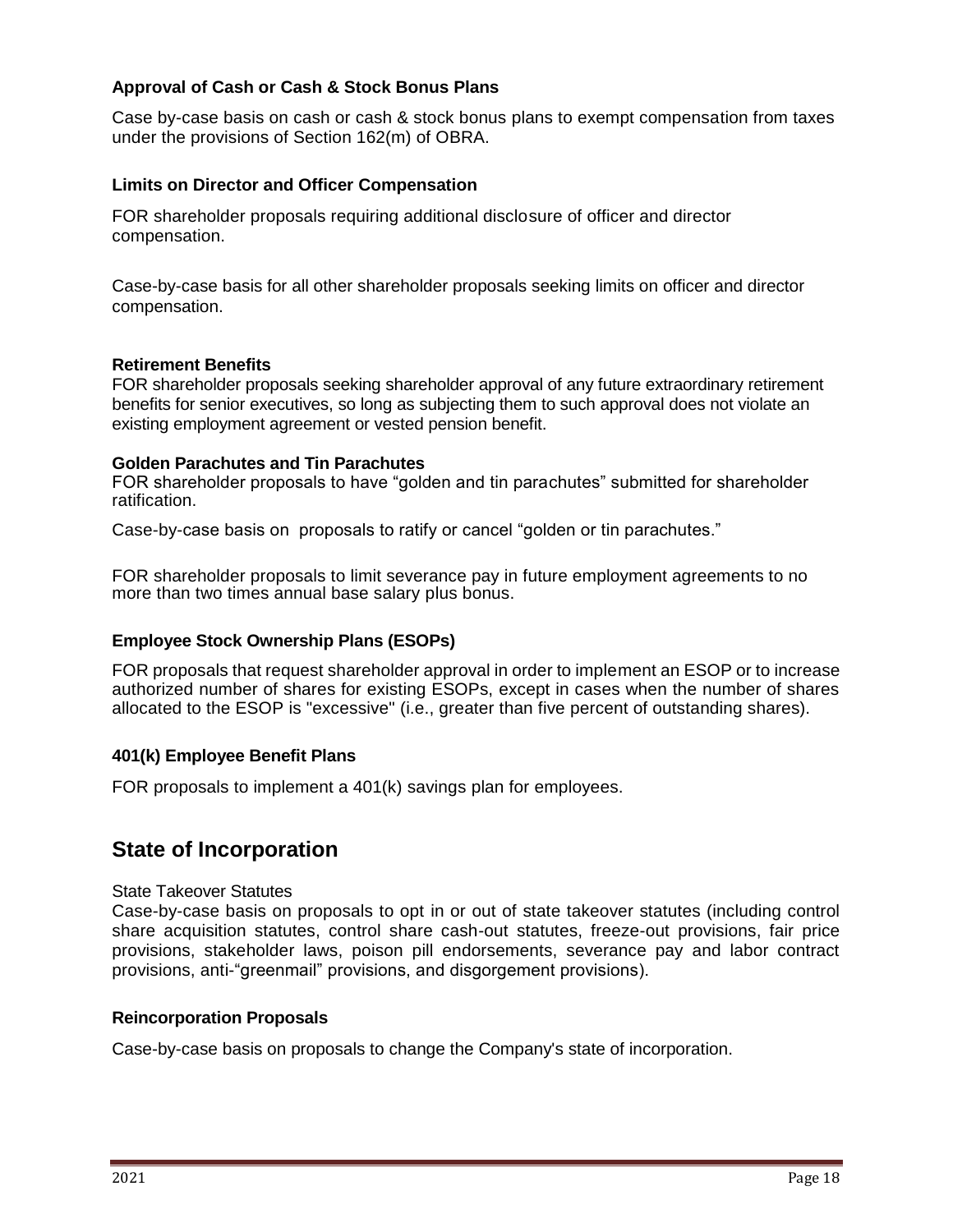### Approval of Cash or Cash & Stock Bonus Plans

Case by-case basis on cash or cash & stock bonus plans to exempt compensation from taxes under the provisions of Section 162(m) of OBRA.

### Limits on Director and Officer Compensation

FOR shareholder proposals requiring additional disclosure of officer and director compensation.

Case-by-case basis for all other shareholder proposals seeking limits on officer and director compensation.

### Retirement Benefits

FOR shareholder proposals seeking shareholder approval of any future extraordinary retirement benefits for senior executives, so long as subjecting them to such approval does not violate an existing employment agreement or vested pension benefit.

### Golden Parachutes and Tin Parachutes

FOR shareholder proposals to have "golden and tin parachutes" submitted for shareholder ratification.

Case-by-case basis on proposals to ratify or cancel "golden or tin parachutes."

FOR shareholder proposals to limit severance pay in future employment agreements to no more than two times annual base salary plus bonus.

### Employee Stock Ownership Plans (ESOPs)

FOR proposals that request shareholder approval in order to implement an ESOP or to increase authorized number of shares for existing ESOPs, except in cases when the number of shares allocated to the ESOP is "excessive" (i.e., greater than five percent of outstanding shares).

### 401(k) Employee Benefit Plans

FOR proposals to implement a 401(k) savings plan for employees.

## State of Incorporation

State Takeover Statutes

Case-by-case basis on proposals to opt in or out of state takeover statutes (including control share acquisition statutes, control share cash-out statutes, freeze-out provisions, fair price provisions, stakeholder laws, poison pill endorsements, severance pay and labor contract provisions, anti-"greenmail" provisions, and disgorgement provisions).

### Reincorporation Proposals

Case-by-case basis on proposals to change the Company's state of incorporation.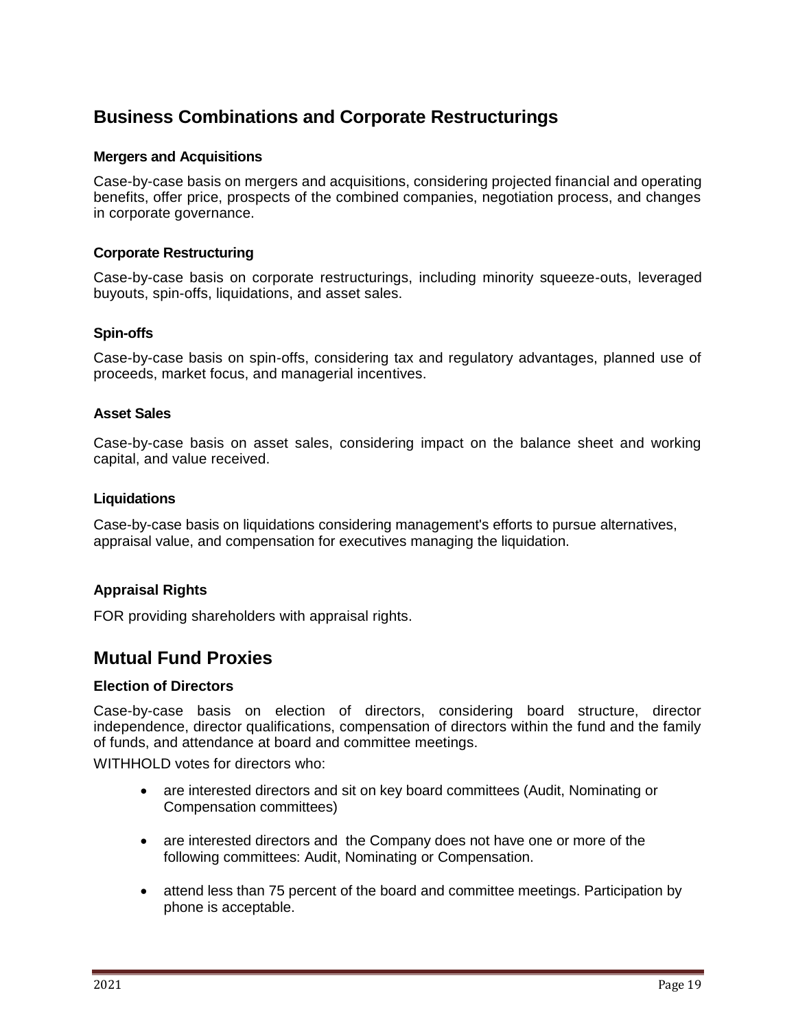## Business Combinations and Corporate Restructurings

### Mergers and Acquisitions

Case-by-case basis on mergers and acquisitions, considering projected financial and operating benefits, offer price, prospects of the combined companies, negotiation process, and changes in corporate governance.

### Corporate Restructuring

Case-by-case basis on corporate restructurings, including minority squeeze-outs, leveraged buyouts, spin-offs, liquidations, and asset sales.

### Spin-offs

Case-by-case basis on spin-offs, considering tax and regulatory advantages, planned use of proceeds, market focus, and managerial incentives.

### Asset Sales

Case-by-case basis on asset sales, considering impact on the balance sheet and working capital, and value received.

### Liquidations

Case-by-case basis on liquidations considering management's efforts to pursue alternatives, appraisal value, and compensation for executives managing the liquidation.

### Appraisal Rights

FOR providing shareholders with appraisal rights.

## Mutual Fund Proxies

### Election of Directors

Case-by-case basis on election of directors, considering board structure, director independence, director qualifications, compensation of directors within the fund and the family of funds, and attendance at board and committee meetings.

WITHHOLD votes for directors who:

- are interested directors and sit on key board committees (Audit, Nominating or Compensation committees)
- are interested directors and the Company does not have one or more of the following committees: Audit, Nominating or Compensation.
- attend less than 75 percent of the board and committee meetings. Participation by phone is acceptable.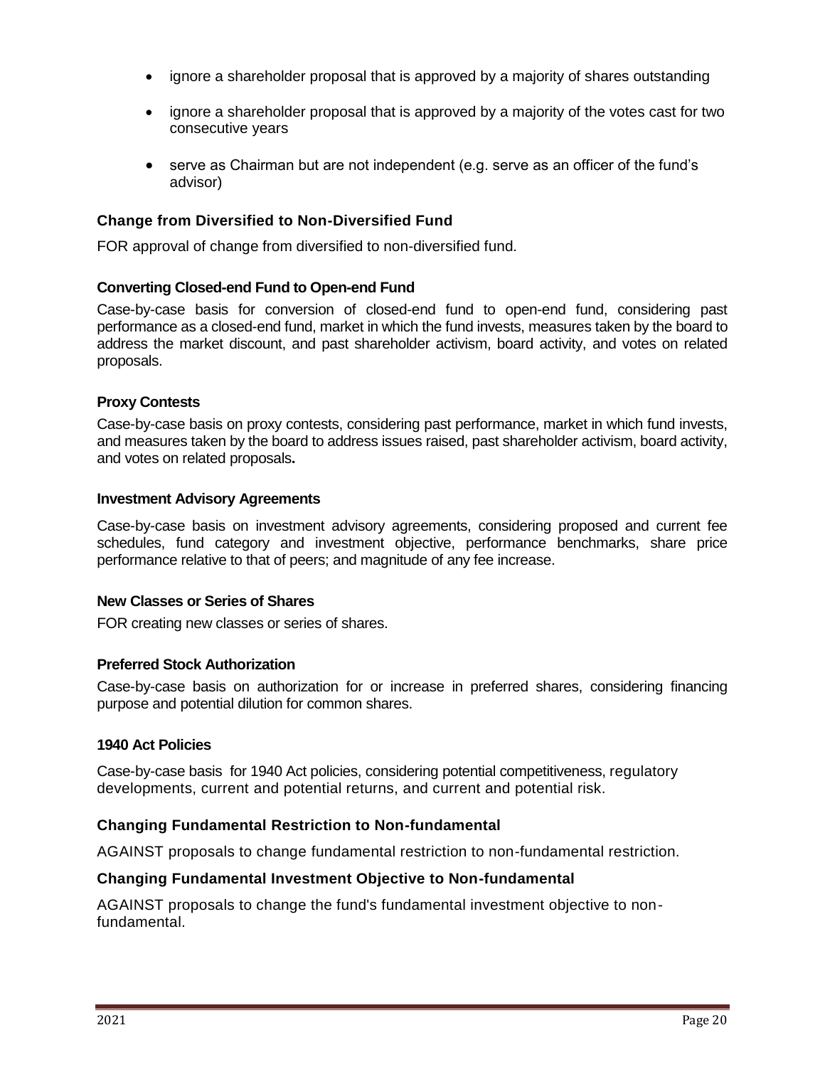- ignore a shareholder proposal that is approved by a majority of shares outstanding
- ignore a shareholder proposal that is approved by a majority of the votes cast for two consecutive years
- serve as Chairman but are not independent (e.g. serve as an officer of the fund's advisor)

### Change from Diversified to Non-Diversified Fund

FOR approval of change from diversified to non-diversified fund.

### Converting Closed-end Fund to Open-end Fund

Case-by-case basis for conversion of closed-end fund to open-end fund, considering past performance as a closed-end fund, market in which the fund invests, measures taken by the board to address the market discount, and past shareholder activism, board activity, and votes on related proposals.

### Proxy Contests

Case-by-case basis on proxy contests, considering past performance, market in which fund invests, and measures taken by the board to address issues raised, past shareholder activism, board activity, and votes on related proposals.

### Investment Advisory Agreements

Case-by-case basis on investment advisory agreements, considering proposed and current fee schedules, fund category and investment objective, performance benchmarks, share price performance relative to that of peers; and magnitude of any fee increase.

### New Classes or Series of Shares

FOR creating new classes or series of shares.

### Preferred Stock Authorization

Case-by-case basis on authorization for or increase in preferred shares, considering financing purpose and potential dilution for common shares.

### 1940 Act Policies

Case-by-case basis for 1940 Act policies, considering potential competitiveness, regulatory developments, current and potential returns, and current and potential risk.

### Changing Fundamental Restriction to Non-fundamental

AGAINST proposals to change fundamental restriction to non-fundamental restriction.

### Changing Fundamental Investment Objective to Non-fundamental

AGAINST proposals to change the fund's fundamental investment objective to non-fundamental.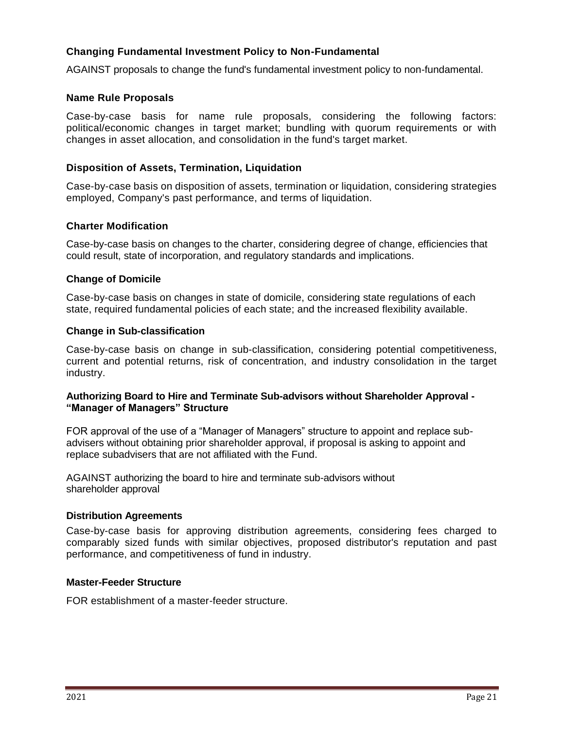### Changing Fundamental Investment Policy to Non-Fundamental

AGAINST proposals to change the fund's fundamental investment policy to non-fundamental.

### Name Rule Proposals

Case-by-case basis for name rule proposals, considering the following factors: political/economic changes in target market; bundling with quorum requirements or with changes in asset allocation, and consolidation in the fund's target market.

### Disposition of Assets, Termination, Liquidation

Case-by-case basis on disposition of assets, termination or liquidation, considering strategies employed, Company's past performance, and terms of liquidation.

### Charter Modification

Case-by-case basis on changes to the charter, considering degree of change, efficiencies that could result, state of incorporation, and regulatory standards and implications.

### Change of Domicile

Case-by-case basis on changes in state of domicile, considering state regulations of each state, required fundamental policies of each state; and the increased flexibility available.

### Change in Sub-classification

Case-by-case basis on change in sub-classification, considering potential competitiveness, current and potential returns, risk of concentration, and industry consolidation in the target industry.

### Authorizing Board to Hire and Terminate Sub-advisors without Shareholder Approval - "Manager of Managers" Structure

FOR approval of the use of a "Manager of Managers" structure to appoint and replace sub-advisers without obtaining prior shareholder approval, if proposal is asking to appoint and replace subadvisers that are not affiliated with the Fund.

AGAINST authorizing the board to hire and terminate sub-advisors without shareholder approval

### Distribution Agreements

Case-by-case basis for approving distribution agreements, considering fees charged to comparably sized funds with similar objectives, proposed distributor's reputation and past performance, and competitiveness of fund in industry.

### Master-Feeder Structure

FOR establishment of a master-feeder structure.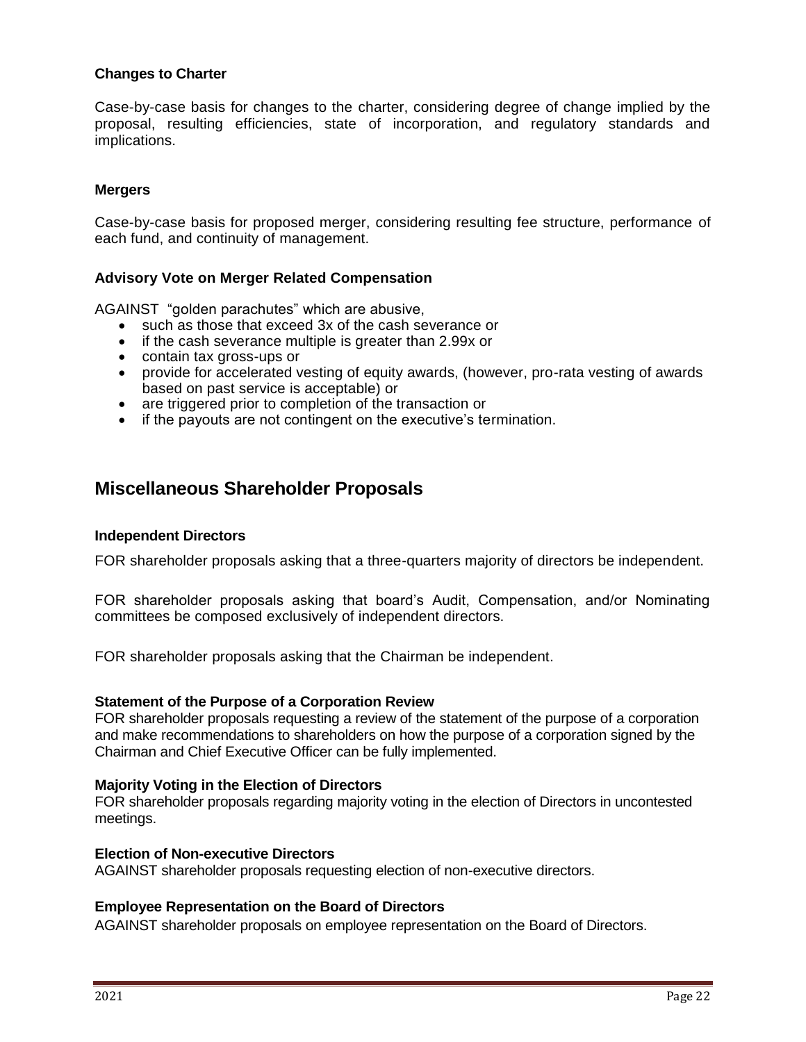### Changes to Charter

Case-by-case basis for changes to the charter, considering degree of change implied by the proposal, resulting efficiencies, state of incorporation, and regulatory standards and implications.

### Mergers

Case-by-case basis for proposed merger, considering resulting fee structure, performance of each fund, and continuity of management.

### Advisory Vote on Merger Related Compensation

AGAINST "golden parachutes" which are abusive,

- such as those that exceed 3x of the cash severance or
- if the cash severance multiple is greater than 2.99x or
- contain tax gross-ups or
- provide for accelerated vesting of equity awards, (however, pro-rata vesting of awards based on past service is acceptable) or
- are triggered prior to completion of the transaction or
- if the payouts are not contingent on the executive's termination.

## Miscellaneous Shareholder Proposals

### Independent Directors

FOR shareholder proposals asking that a three-quarters majority of directors be independent.

FOR shareholder proposals asking that board's Audit, Compensation, and/or Nominating committees be composed exclusively of independent directors.

FOR shareholder proposals asking that the Chairman be independent.

### Statement of the Purpose of a Corporation Review

FOR shareholder proposals requesting a review of the statement of the purpose of a corporation and make recommendations to shareholders on how the purpose of a corporation signed by the Chairman and Chief Executive Officer can be fully implemented.

### Majority Voting in the Election of Directors

FOR shareholder proposals regarding majority voting in the election of Directors in uncontested meetings.

### Election of Non-executive Directors

AGAINST shareholder proposals requesting election of non-executive directors.

### Employee Representation on the Board of Directors

AGAINST shareholder proposals on employee representation on the Board of Directors.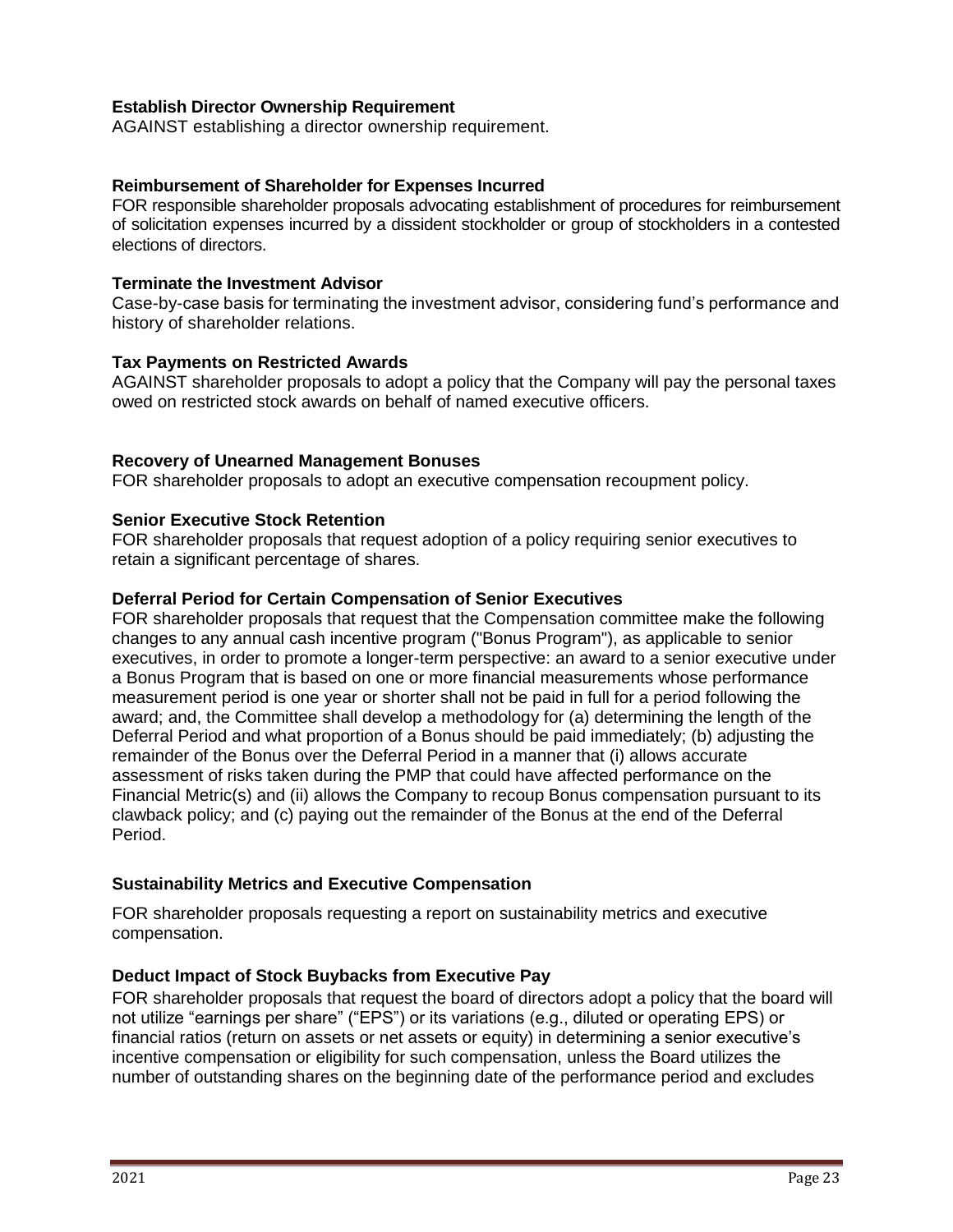**Establish Director Ownership Requirement**

AGAINST establishing a director ownership requirement.

**Reimbursement of Shareholder for Expenses Incurred**

FOR responsible shareholder proposals advocating establishment of procedures for reimbursement of solicitation expenses incurred by a dissident stockholder or group of stockholders in a contested elections of directors.

**Terminate the Investment Advisor**

Case-by-case basis for terminating the investment advisor, considering fund's performance and history of shareholder relations.

**Tax Payments on Restricted Awards**

AGAINST shareholder proposals to adopt a policy that the Company will pay the personal taxes owed on restricted stock awards on behalf of named executive officers.

**Recovery of Unearned Management Bonuses**

FOR shareholder proposals to adopt an executive compensation recoupment policy.

**Senior Executive Stock Retention**

FOR shareholder proposals that request adoption of a policy requiring senior executives to retain a significant percentage of shares.

**Deferral Period for Certain Compensation of Senior Executives**

FOR shareholder proposals that request that the Compensation committee make the following changes to any annual cash incentive program ("Bonus Program"), as applicable to senior executives, in order to promote a longer-term perspective: an award to a senior executive under a Bonus Program that is based on one or more financial measurements whose performance measurement period is one year or shorter shall not be paid in full for a period following the award; and, the Committee shall develop a methodology for (a) determining the length of the Deferral Period and what proportion of a Bonus should be paid immediately; (b) adjusting the remainder of the Bonus over the Deferral Period in a manner that (i) allows accurate assessment of risks taken during the PMP that could have affected performance on the Financial Metric(s) and (ii) allows the Company to recoup Bonus compensation pursuant to its clawback policy; and (c) paying out the remainder of the Bonus at the end of the Deferral Period.

**Sustainability Metrics and Executive Compensation**

FOR shareholder proposals requesting a report on sustainability metrics and executive compensation.

**Deduct Impact of Stock Buybacks from Executive Pay**

FOR shareholder proposals that request the board of directors adopt a policy that the board will not utilize "earnings per share" ("EPS") or its variations (e.g., diluted or operating EPS) or financial ratios (return on assets or net assets or equity) in determining a senior executive's incentive compensation or eligibility for such compensation, unless the Board utilizes the number of outstanding shares on the beginning date of the performance period and excludes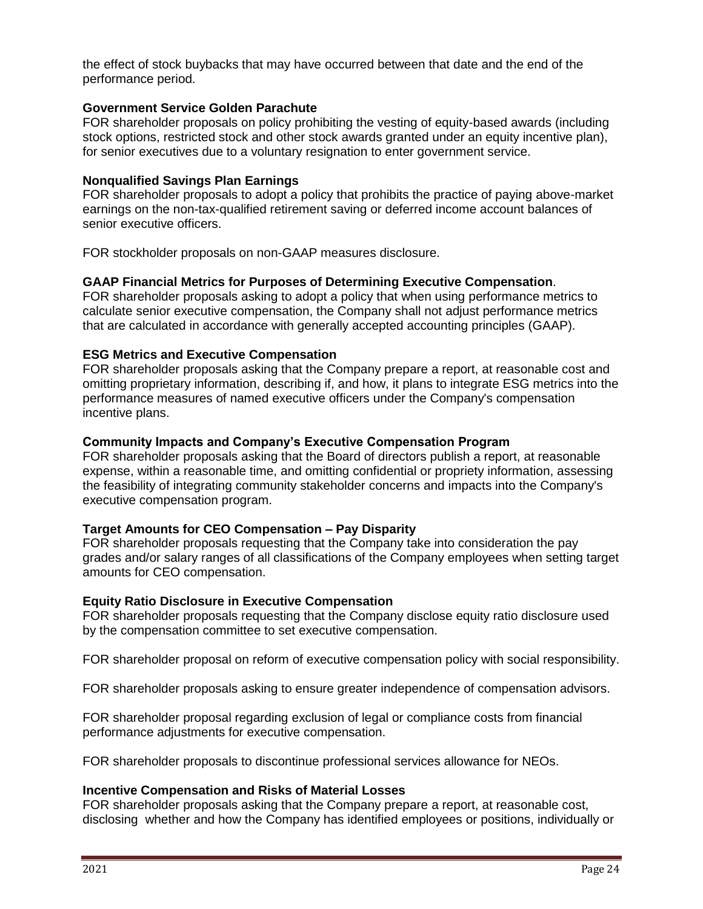the effect of stock buybacks that may have occurred between that date and the end of the performance period.

**Government Service Golden Parachute**
FOR shareholder proposals on policy prohibiting the vesting of equity-based awards (including stock options, restricted stock and other stock awards granted under an equity incentive plan), for senior executives due to a voluntary resignation to enter government service.

**Nonqualified Savings Plan Earnings**
FOR shareholder proposals to adopt a policy that prohibits the practice of paying above-market earnings on the non-tax-qualified retirement saving or deferred income account balances of senior executive officers.

FOR stockholder proposals on non-GAAP measures disclosure.

**GAAP Financial Metrics for Purposes of Determining Executive Compensation**.
FOR shareholder proposals asking to adopt a policy that when using performance metrics to calculate senior executive compensation, the Company shall not adjust performance metrics that are calculated in accordance with generally accepted accounting principles (GAAP).

**ESG Metrics and Executive Compensation**
FOR shareholder proposals asking that the Company prepare a report, at reasonable cost and omitting proprietary information, describing if, and how, it plans to integrate ESG metrics into the performance measures of named executive officers under the Company's compensation incentive plans.

**Community Impacts and Company's Executive Compensation Program**
FOR shareholder proposals asking that the Board of directors publish a report, at reasonable expense, within a reasonable time, and omitting confidential or propriety information, assessing the feasibility of integrating community stakeholder concerns and impacts into the Company's executive compensation program.

**Target Amounts for CEO Compensation – Pay Disparity**
FOR shareholder proposals requesting that the Company take into consideration the pay grades and/or salary ranges of all classifications of the Company employees when setting target amounts for CEO compensation.

**Equity Ratio Disclosure in Executive Compensation**
FOR shareholder proposals requesting that the Company disclose equity ratio disclosure used by the compensation committee to set executive compensation.

FOR shareholder proposal on reform of executive compensation policy with social responsibility.

FOR shareholder proposals asking to ensure greater independence of compensation advisors.

FOR shareholder proposal regarding exclusion of legal or compliance costs from financial performance adjustments for executive compensation.

FOR shareholder proposals to discontinue professional services allowance for NEOs.

**Incentive Compensation and Risks of Material Losses**
FOR shareholder proposals asking that the Company prepare a report, at reasonable cost, disclosing whether and how the Company has identified employees or positions, individually or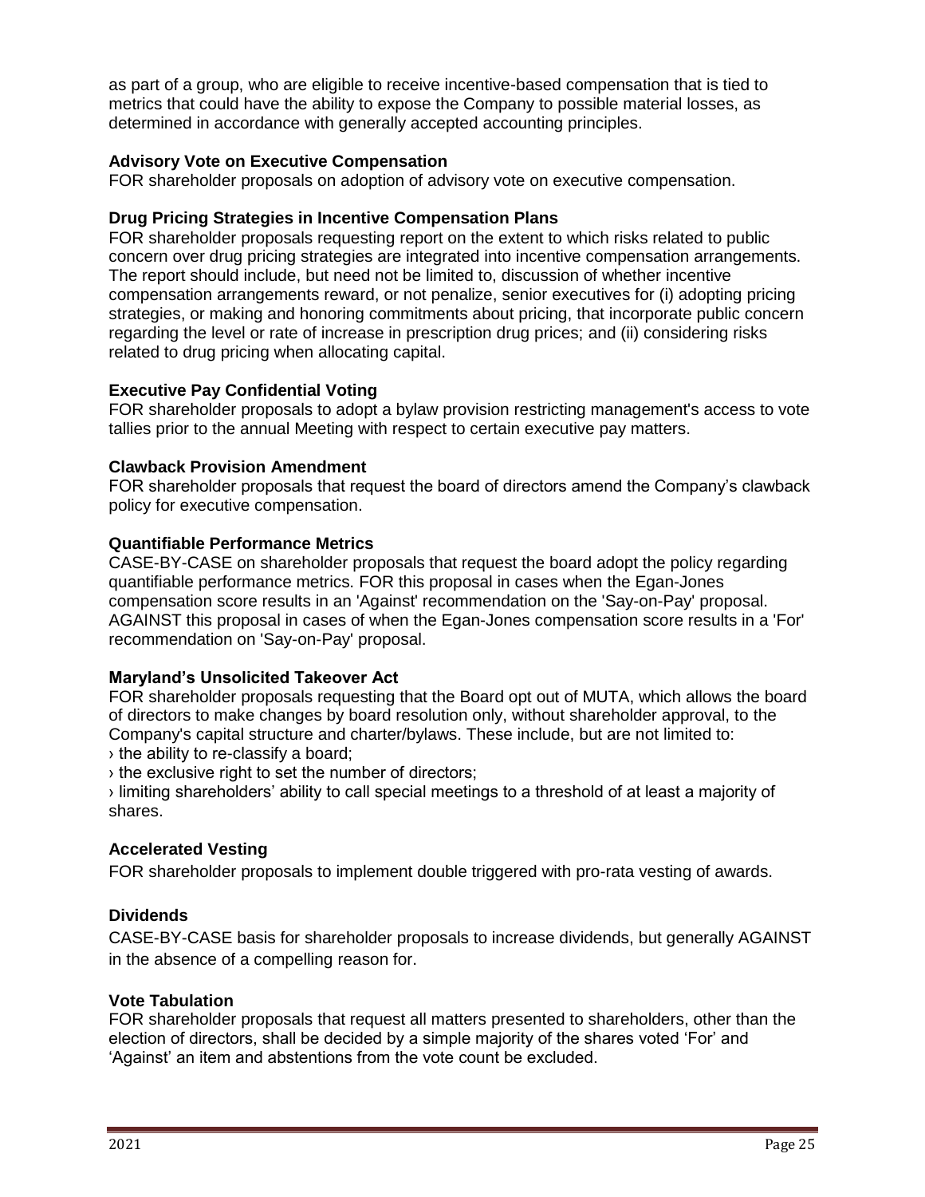as part of a group, who are eligible to receive incentive-based compensation that is tied to metrics that could have the ability to expose the Company to possible material losses, as determined in accordance with generally accepted accounting principles.

**Advisory Vote on Executive Compensation**
FOR shareholder proposals on adoption of advisory vote on executive compensation.

**Drug Pricing Strategies in Incentive Compensation Plans**
FOR shareholder proposals requesting report on the extent to which risks related to public concern over drug pricing strategies are integrated into incentive compensation arrangements. The report should include, but need not be limited to, discussion of whether incentive compensation arrangements reward, or not penalize, senior executives for (i) adopting pricing strategies, or making and honoring commitments about pricing, that incorporate public concern regarding the level or rate of increase in prescription drug prices; and (ii) considering risks related to drug pricing when allocating capital.

**Executive Pay Confidential Voting**
FOR shareholder proposals to adopt a bylaw provision restricting management's access to vote tallies prior to the annual Meeting with respect to certain executive pay matters.

**Clawback Provision Amendment**
FOR shareholder proposals that request the board of directors amend the Company's clawback policy for executive compensation.

**Quantifiable Performance Metrics**
CASE-BY-CASE on shareholder proposals that request the board adopt the policy regarding quantifiable performance metrics. FOR this proposal in cases when the Egan-Jones compensation score results in an 'Against' recommendation on the 'Say-on-Pay' proposal. AGAINST this proposal in cases of when the Egan-Jones compensation score results in a 'For' recommendation on 'Say-on-Pay' proposal.

**Maryland's Unsolicited Takeover Act**
FOR shareholder proposals requesting that the Board opt out of MUTA, which allows the board of directors to make changes by board resolution only, without shareholder approval, to the Company's capital structure and charter/bylaws. These include, but are not limited to:

› the ability to re-classify a board;
› the exclusive right to set the number of directors;
› limiting shareholders' ability to call special meetings to a threshold of at least a majority of shares.

**Accelerated Vesting**
FOR shareholder proposals to implement double triggered with pro-rata vesting of awards.

**Dividends**
CASE-BY-CASE basis for shareholder proposals to increase dividends, but generally AGAINST in the absence of a compelling reason for.

**Vote Tabulation**
FOR shareholder proposals that request all matters presented to shareholders, other than the election of directors, shall be decided by a simple majority of the shares voted 'For' and 'Against' an item and abstentions from the vote count be excluded.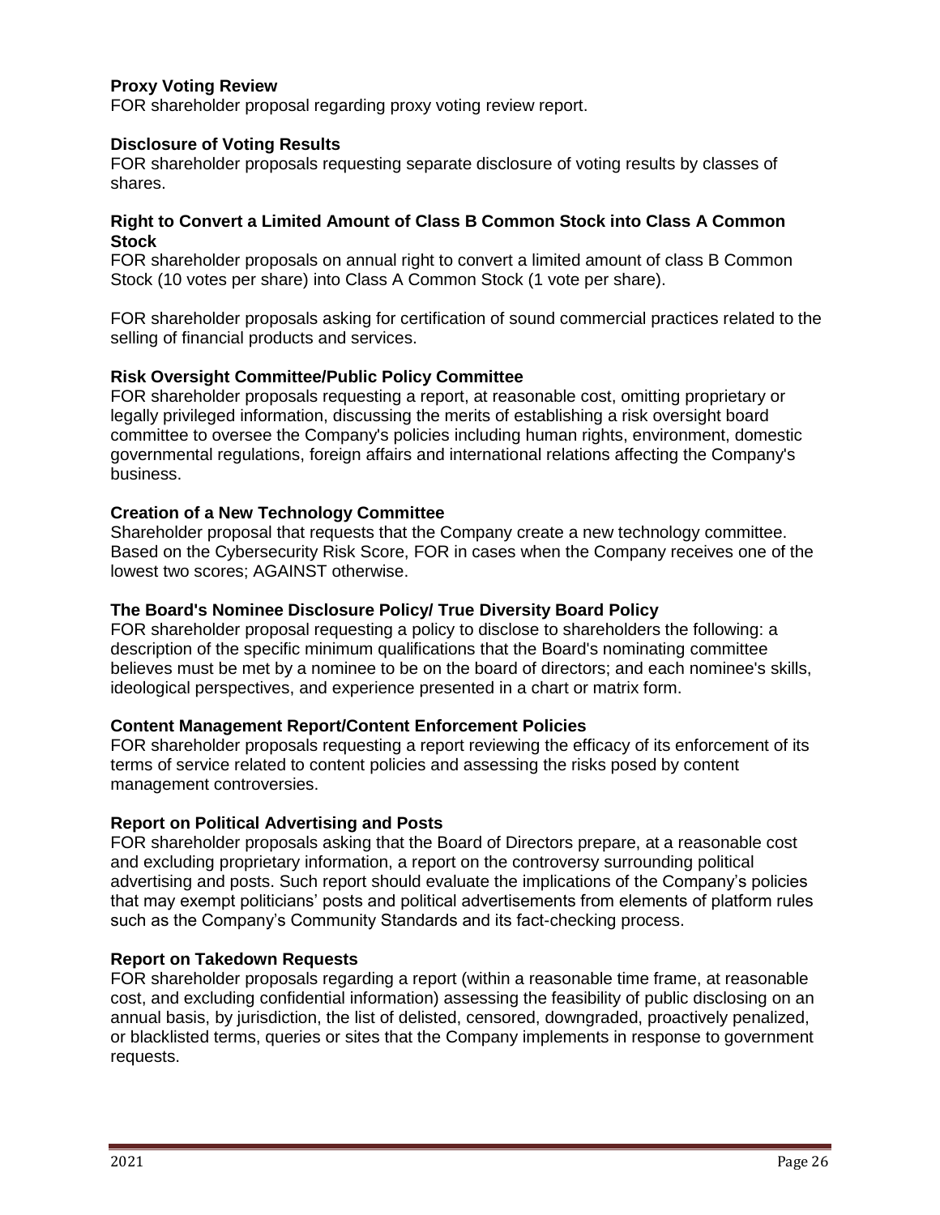**Proxy Voting Review**

FOR shareholder proposal regarding proxy voting review report.

**Disclosure of Voting Results**

FOR shareholder proposals requesting separate disclosure of voting results by classes of shares.

**Right to Convert a Limited Amount of Class B Common Stock into Class A Common Stock**

FOR shareholder proposals on annual right to convert a limited amount of class B Common Stock (10 votes per share) into Class A Common Stock (1 vote per share).

FOR shareholder proposals asking for certification of sound commercial practices related to the selling of financial products and services.

**Risk Oversight Committee/Public Policy Committee**

FOR shareholder proposals requesting a report, at reasonable cost, omitting proprietary or legally privileged information, discussing the merits of establishing a risk oversight board committee to oversee the Company's policies including human rights, environment, domestic governmental regulations, foreign affairs and international relations affecting the Company's business.

**Creation of a New Technology Committee**

Shareholder proposal that requests that the Company create a new technology committee. Based on the Cybersecurity Risk Score, FOR in cases when the Company receives one of the lowest two scores; AGAINST otherwise.

**The Board's Nominee Disclosure Policy/ True Diversity Board Policy**

FOR shareholder proposal requesting a policy to disclose to shareholders the following: a description of the specific minimum qualifications that the Board's nominating committee believes must be met by a nominee to be on the board of directors; and each nominee's skills, ideological perspectives, and experience presented in a chart or matrix form.

**Content Management Report/Content Enforcement Policies**

FOR shareholder proposals requesting a report reviewing the efficacy of its enforcement of its terms of service related to content policies and assessing the risks posed by content management controversies.

**Report on Political Advertising and Posts**

FOR shareholder proposals asking that the Board of Directors prepare, at a reasonable cost and excluding proprietary information, a report on the controversy surrounding political advertising and posts. Such report should evaluate the implications of the Company's policies that may exempt politicians' posts and political advertisements from elements of platform rules such as the Company's Community Standards and its fact-checking process.

**Report on Takedown Requests**

FOR shareholder proposals regarding a report (within a reasonable time frame, at reasonable cost, and excluding confidential information) assessing the feasibility of public disclosing on an annual basis, by jurisdiction, the list of delisted, censored, downgraded, proactively penalized, or blacklisted terms, queries or sites that the Company implements in response to government requests.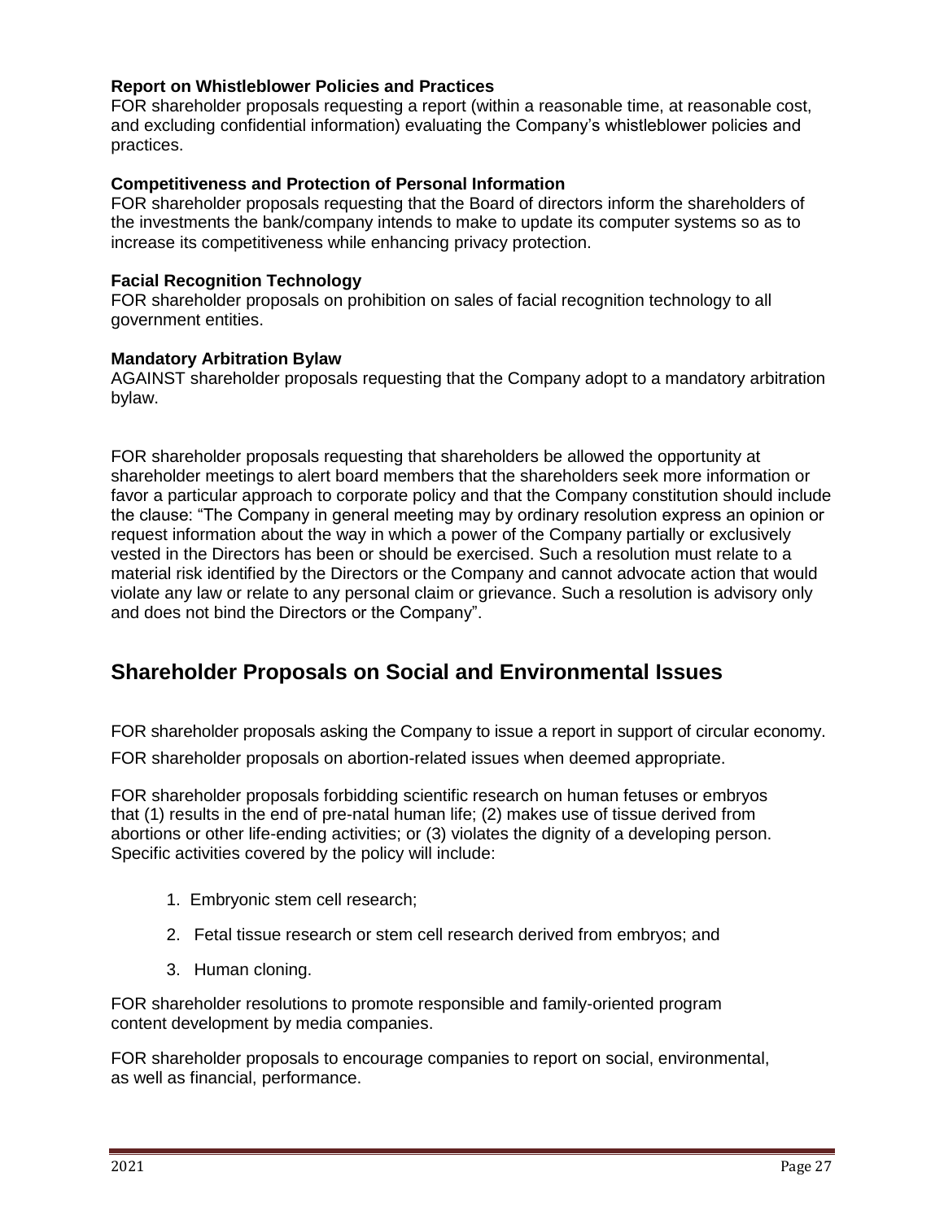**Report on Whistleblower Policies and Practices**
FOR shareholder proposals requesting a report (within a reasonable time, at reasonable cost, and excluding confidential information) evaluating the Company's whistleblower policies and practices.

**Competitiveness and Protection of Personal Information**
FOR shareholder proposals requesting that the Board of directors inform the shareholders of the investments the bank/company intends to make to update its computer systems so as to increase its competitiveness while enhancing privacy protection.

**Facial Recognition Technology**
FOR shareholder proposals on prohibition on sales of facial recognition technology to all government entities.

**Mandatory Arbitration Bylaw**
AGAINST shareholder proposals requesting that the Company adopt to a mandatory arbitration bylaw.

FOR shareholder proposals requesting that shareholders be allowed the opportunity at shareholder meetings to alert board members that the shareholders seek more information or favor a particular approach to corporate policy and that the Company constitution should include the clause: "The Company in general meeting may by ordinary resolution express an opinion or request information about the way in which a power of the Company partially or exclusively vested in the Directors has been or should be exercised. Such a resolution must relate to a material risk identified by the Directors or the Company and cannot advocate action that would violate any law or relate to any personal claim or grievance. Such a resolution is advisory only and does not bind the Directors or the Company".

## Shareholder Proposals on Social and Environmental Issues

FOR shareholder proposals asking the Company to issue a report in support of circular economy.

FOR shareholder proposals on abortion-related issues when deemed appropriate.

FOR shareholder proposals forbidding scientific research on human fetuses or embryos that (1) results in the end of pre-natal human life; (2) makes use of tissue derived from abortions or other life-ending activities; or (3) violates the dignity of a developing person. Specific activities covered by the policy will include:

1. Embryonic stem cell research;
2. Fetal tissue research or stem cell research derived from embryos; and
3. Human cloning.

FOR shareholder resolutions to promote responsible and family-oriented program content development by media companies.

FOR shareholder proposals to encourage companies to report on social, environmental, as well as financial, performance.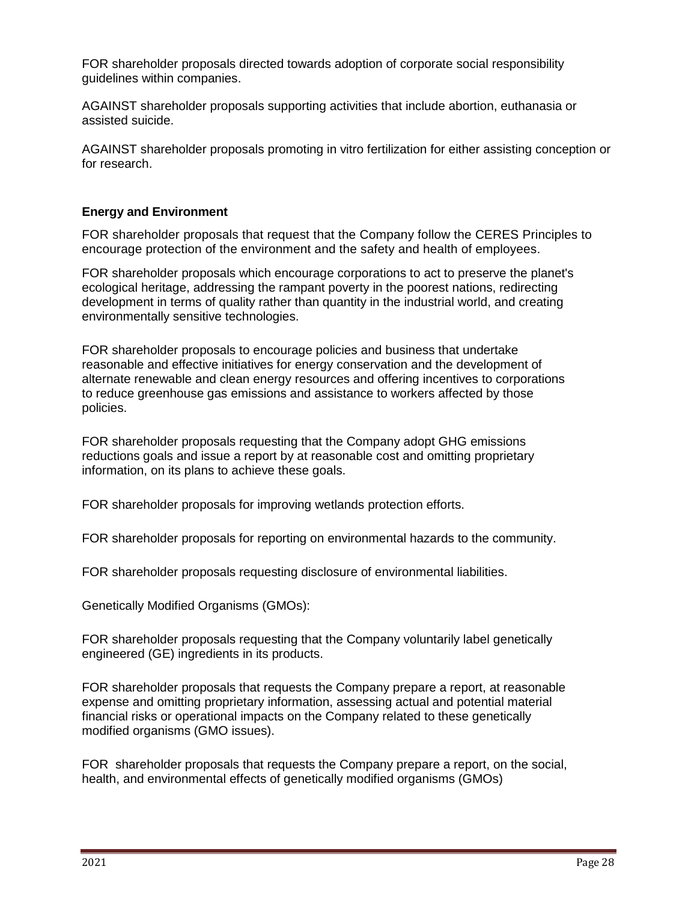FOR shareholder proposals directed towards adoption of corporate social responsibility guidelines within companies.

AGAINST shareholder proposals supporting activities that include abortion, euthanasia or assisted suicide.

AGAINST shareholder proposals promoting in vitro fertilization for either assisting conception or for research.

**Energy and Environment**

FOR shareholder proposals that request that the Company follow the CERES Principles to encourage protection of the environment and the safety and health of employees.

FOR shareholder proposals which encourage corporations to act to preserve the planet's ecological heritage, addressing the rampant poverty in the poorest nations, redirecting development in terms of quality rather than quantity in the industrial world, and creating environmentally sensitive technologies.

FOR shareholder proposals to encourage policies and business that undertake reasonable and effective initiatives for energy conservation and the development of alternate renewable and clean energy resources and offering incentives to corporations to reduce greenhouse gas emissions and assistance to workers affected by those policies.

FOR shareholder proposals requesting that the Company adopt GHG emissions reductions goals and issue a report by at reasonable cost and omitting proprietary information, on its plans to achieve these goals.

FOR shareholder proposals for improving wetlands protection efforts.

FOR shareholder proposals for reporting on environmental hazards to the community.

FOR shareholder proposals requesting disclosure of environmental liabilities.

Genetically Modified Organisms (GMOs):

FOR shareholder proposals requesting that the Company voluntarily label genetically engineered (GE) ingredients in its products.

FOR shareholder proposals that requests the Company prepare a report, at reasonable expense and omitting proprietary information, assessing actual and potential material financial risks or operational impacts on the Company related to these genetically modified organisms (GMO issues).

FOR shareholder proposals that requests the Company prepare a report, on the social, health, and environmental effects of genetically modified organisms (GMOs)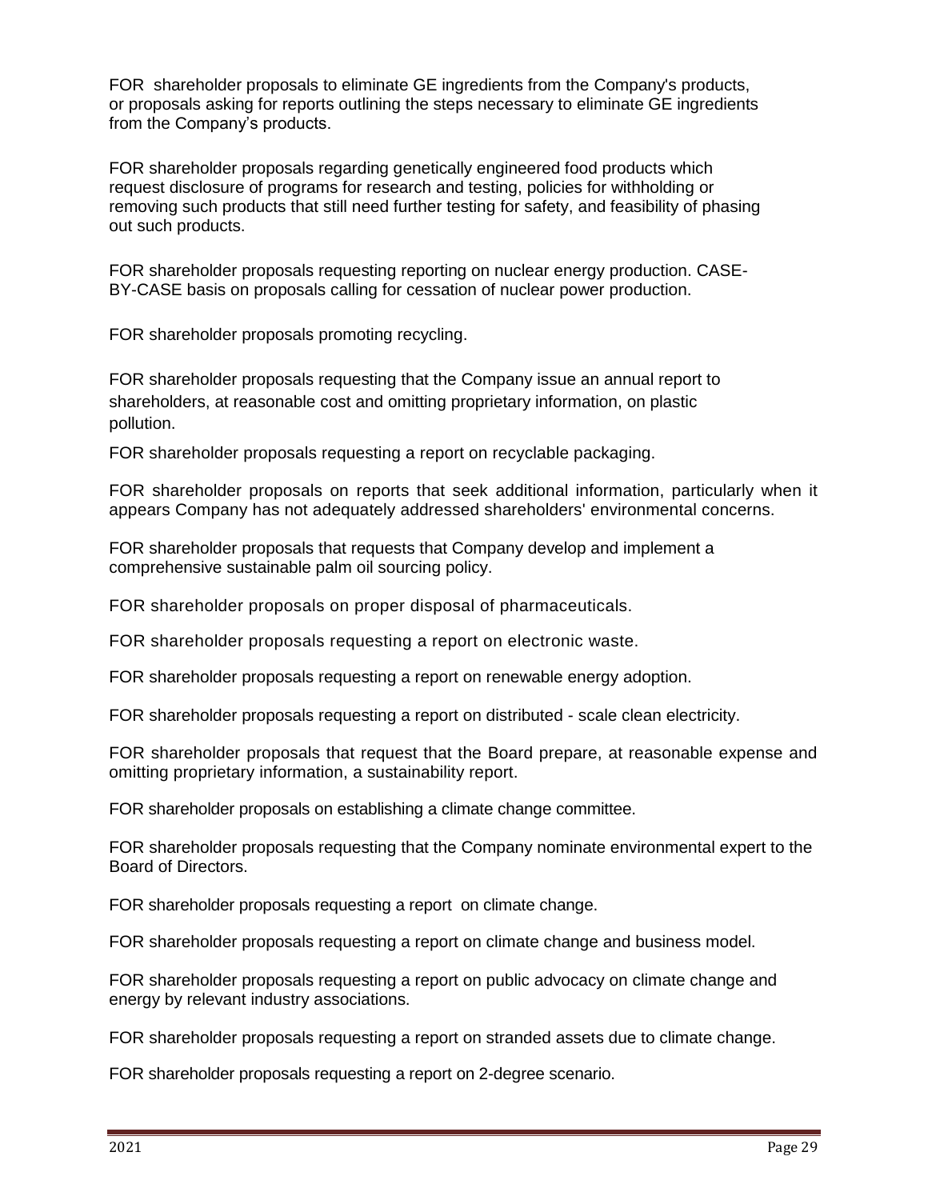FOR shareholder proposals to eliminate GE ingredients from the Company's products, or proposals asking for reports outlining the steps necessary to eliminate GE ingredients from the Company's products.

FOR shareholder proposals regarding genetically engineered food products which request disclosure of programs for research and testing, policies for withholding or removing such products that still need further testing for safety, and feasibility of phasing out such products.

FOR shareholder proposals requesting reporting on nuclear energy production. CASE-BY-CASE basis on proposals calling for cessation of nuclear power production.

FOR shareholder proposals promoting recycling.

FOR shareholder proposals requesting that the Company issue an annual report to shareholders, at reasonable cost and omitting proprietary information, on plastic pollution.

FOR shareholder proposals requesting a report on recyclable packaging.

FOR shareholder proposals on reports that seek additional information, particularly when it appears Company has not adequately addressed shareholders' environmental concerns.

FOR shareholder proposals that requests that Company develop and implement a comprehensive sustainable palm oil sourcing policy.

FOR shareholder proposals on proper disposal of pharmaceuticals.

FOR shareholder proposals requesting a report on electronic waste.

FOR shareholder proposals requesting a report on renewable energy adoption.

FOR shareholder proposals requesting a report on distributed - scale clean electricity.

FOR shareholder proposals that request that the Board prepare, at reasonable expense and omitting proprietary information, a sustainability report.

FOR shareholder proposals on establishing a climate change committee.

FOR shareholder proposals requesting that the Company nominate environmental expert to the Board of Directors.

FOR shareholder proposals requesting a report on climate change.

FOR shareholder proposals requesting a report on climate change and business model.

FOR shareholder proposals requesting a report on public advocacy on climate change and energy by relevant industry associations.

FOR shareholder proposals requesting a report on stranded assets due to climate change.

FOR shareholder proposals requesting a report on 2-degree scenario.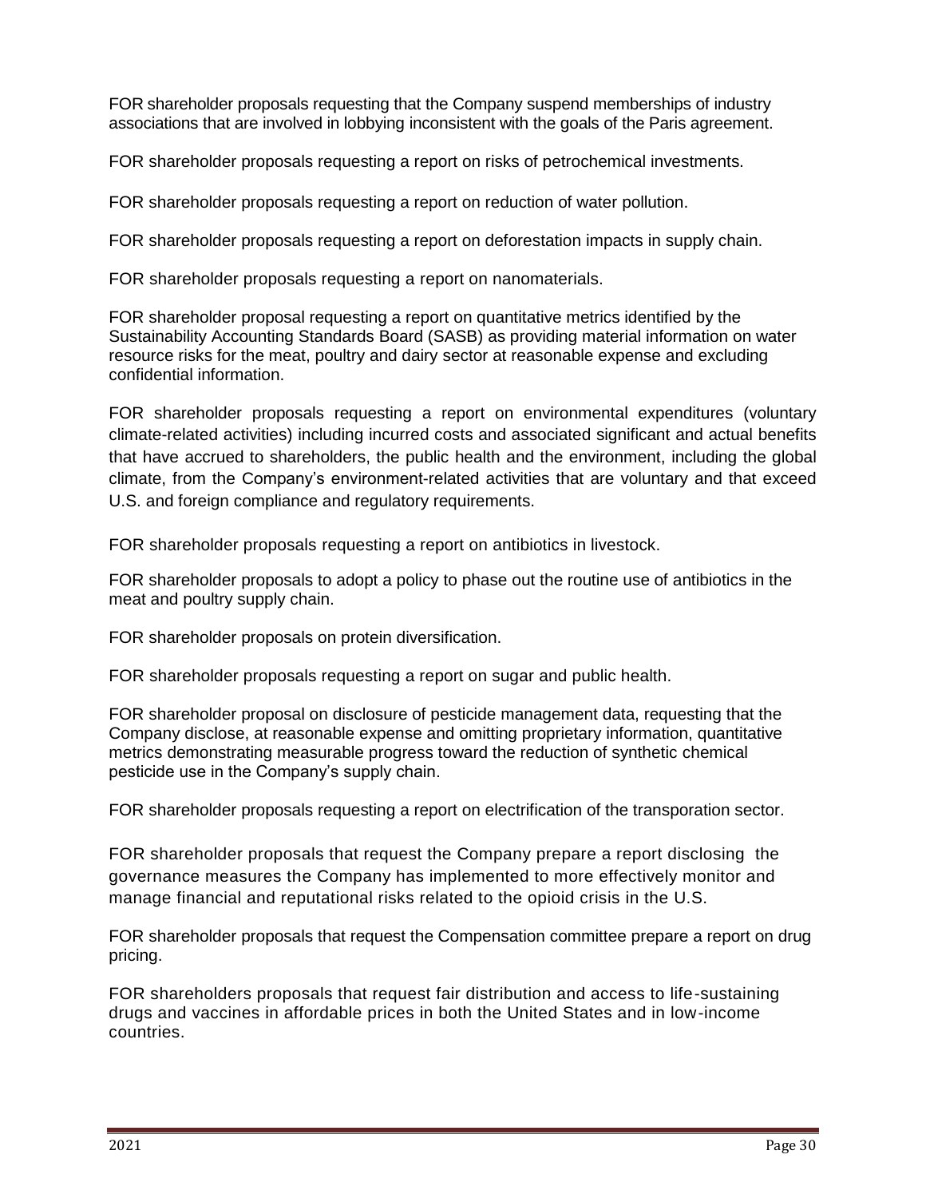FOR shareholder proposals requesting that the Company suspend memberships of industry associations that are involved in lobbying inconsistent with the goals of the Paris agreement.

FOR shareholder proposals requesting a report on risks of petrochemical investments.

FOR shareholder proposals requesting a report on reduction of water pollution.

FOR shareholder proposals requesting a report on deforestation impacts in supply chain.

FOR shareholder proposals requesting a report on nanomaterials.

FOR shareholder proposal requesting a report on quantitative metrics identified by the Sustainability Accounting Standards Board (SASB) as providing material information on water resource risks for the meat, poultry and dairy sector at reasonable expense and excluding confidential information.

FOR shareholder proposals requesting a report on environmental expenditures (voluntary climate-related activities) including incurred costs and associated significant and actual benefits that have accrued to shareholders, the public health and the environment, including the global climate, from the Company's environment-related activities that are voluntary and that exceed U.S. and foreign compliance and regulatory requirements.

FOR shareholder proposals requesting a report on antibiotics in livestock.

FOR shareholder proposals to adopt a policy to phase out the routine use of antibiotics in the meat and poultry supply chain.

FOR shareholder proposals on protein diversification.

FOR shareholder proposals requesting a report on sugar and public health.

FOR shareholder proposal on disclosure of pesticide management data, requesting that the Company disclose, at reasonable expense and omitting proprietary information, quantitative metrics demonstrating measurable progress toward the reduction of synthetic chemical pesticide use in the Company's supply chain.

FOR shareholder proposals requesting a report on electrification of the transporation sector.

FOR shareholder proposals that request the Company prepare a report disclosing the governance measures the Company has implemented to more effectively monitor and manage financial and reputational risks related to the opioid crisis in the U.S.

FOR shareholder proposals that request the Compensation committee prepare a report on drug pricing.

FOR shareholders proposals that request fair distribution and access to life-sustaining drugs and vaccines in affordable prices in both the United States and in low-income countries.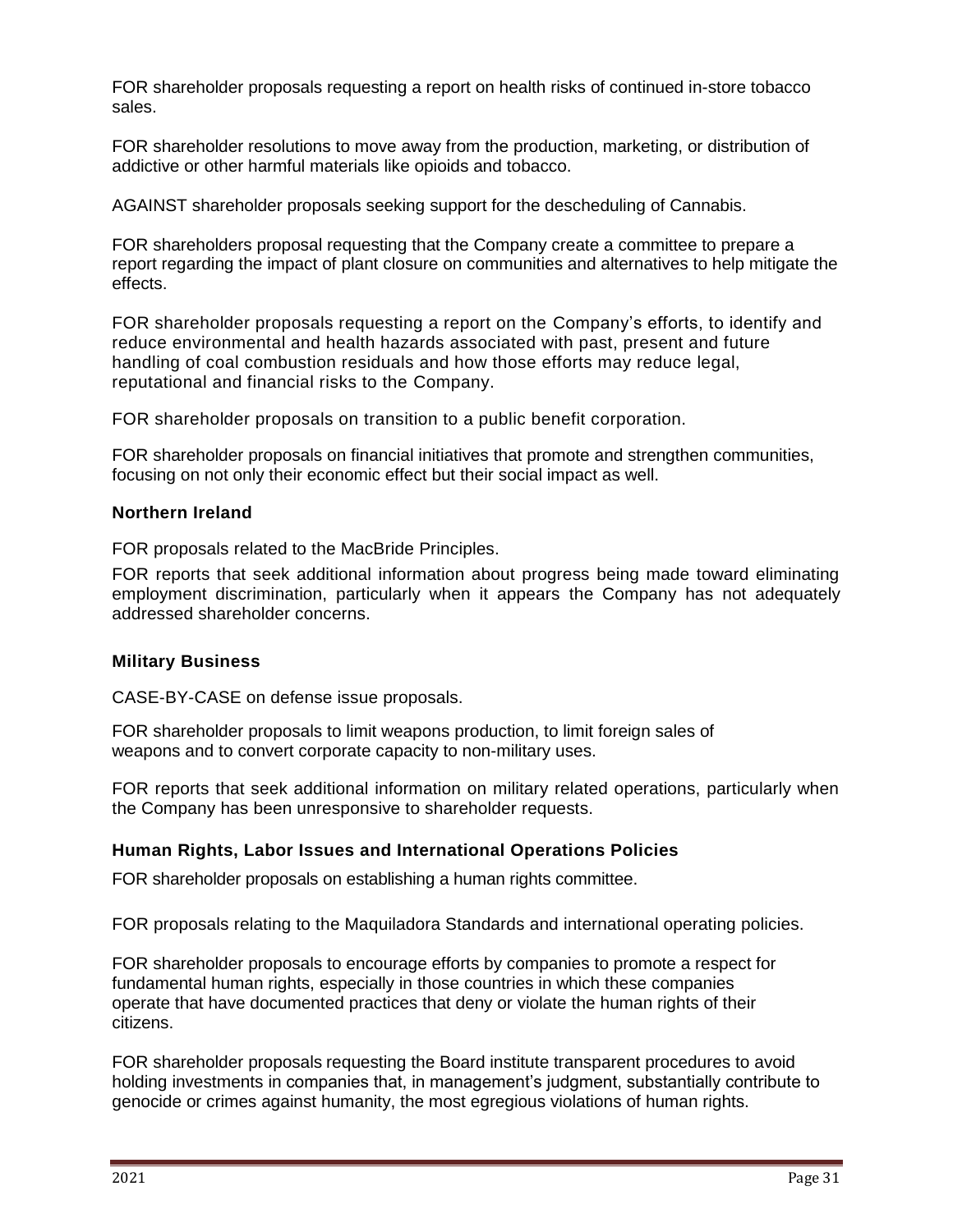FOR shareholder proposals requesting a report on health risks of continued in-store tobacco sales.

FOR shareholder resolutions to move away from the production, marketing, or distribution of addictive or other harmful materials like opioids and tobacco.

AGAINST shareholder proposals seeking support for the descheduling of Cannabis.

FOR shareholders proposal requesting that the Company create a committee to prepare a report regarding the impact of plant closure on communities and alternatives to help mitigate the effects.

FOR shareholder proposals requesting a report on the Company's efforts, to identify and reduce environmental and health hazards associated with past, present and future handling of coal combustion residuals and how those efforts may reduce legal, reputational and financial risks to the Company.

FOR shareholder proposals on transition to a public benefit corporation.

FOR shareholder proposals on financial initiatives that promote and strengthen communities, focusing on not only their economic effect but their social impact as well.

**Northern Ireland**

FOR proposals related to the MacBride Principles.

FOR reports that seek additional information about progress being made toward eliminating employment discrimination, particularly when it appears the Company has not adequately addressed shareholder concerns.

**Military Business**

CASE-BY-CASE on defense issue proposals.

FOR shareholder proposals to limit weapons production, to limit foreign sales of weapons and to convert corporate capacity to non-military uses.

FOR reports that seek additional information on military related operations, particularly when the Company has been unresponsive to shareholder requests.

**Human Rights, Labor Issues and International Operations Policies**

FOR shareholder proposals on establishing a human rights committee.

FOR proposals relating to the Maquiladora Standards and international operating policies.

FOR shareholder proposals to encourage efforts by companies to promote a respect for fundamental human rights, especially in those countries in which these companies operate that have documented practices that deny or violate the human rights of their citizens.

FOR shareholder proposals requesting the Board institute transparent procedures to avoid holding investments in companies that, in management's judgment, substantially contribute to genocide or crimes against humanity, the most egregious violations of human rights.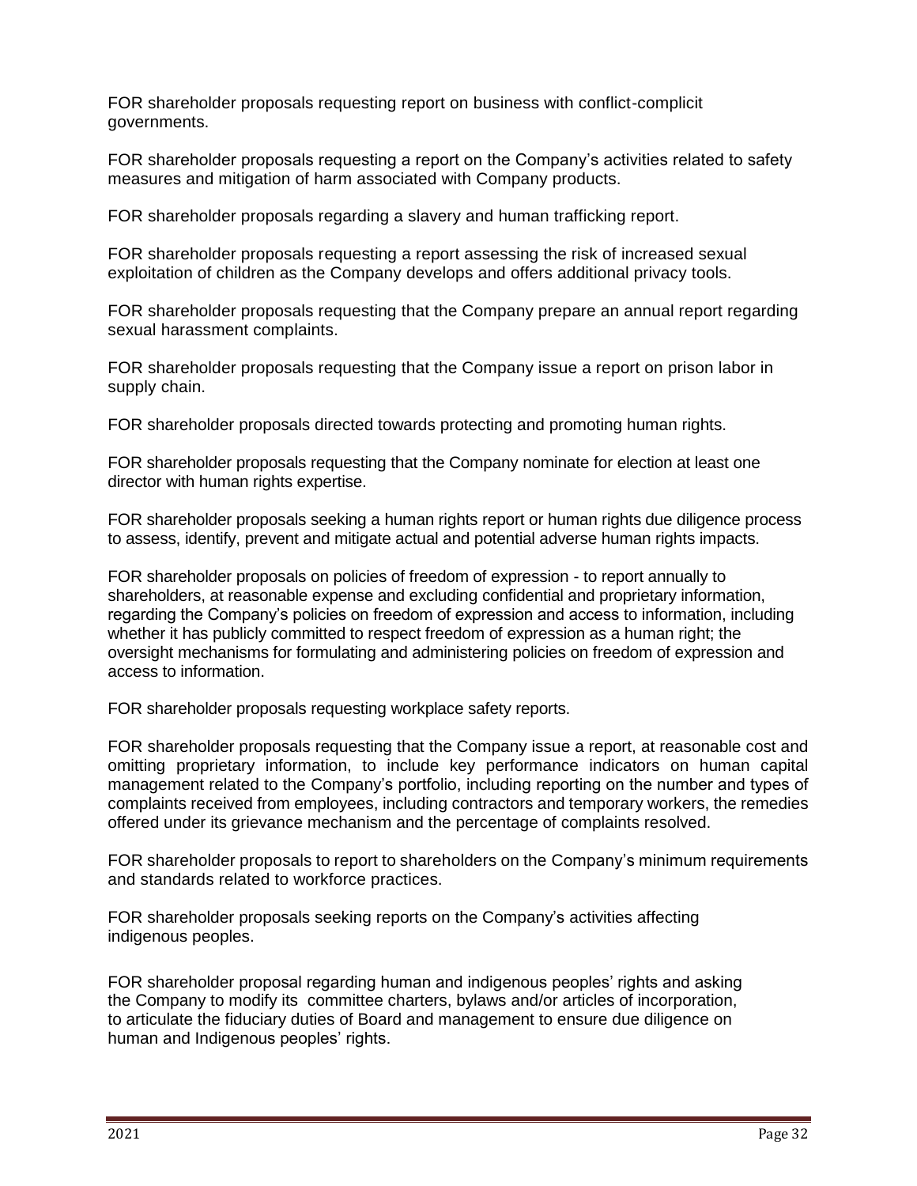FOR shareholder proposals requesting report on business with conflict-complicit governments.

FOR shareholder proposals requesting a report on the Company's activities related to safety measures and mitigation of harm associated with Company products.

FOR shareholder proposals regarding a slavery and human trafficking report.

FOR shareholder proposals requesting a report assessing the risk of increased sexual exploitation of children as the Company develops and offers additional privacy tools.

FOR shareholder proposals requesting that the Company prepare an annual report regarding sexual harassment complaints.

FOR shareholder proposals requesting that the Company issue a report on prison labor in supply chain.

FOR shareholder proposals directed towards protecting and promoting human rights.

FOR shareholder proposals requesting that the Company nominate for election at least one director with human rights expertise.

FOR shareholder proposals seeking a human rights report or human rights due diligence process to assess, identify, prevent and mitigate actual and potential adverse human rights impacts.

FOR shareholder proposals on policies of freedom of expression - to report annually to shareholders, at reasonable expense and excluding confidential and proprietary information, regarding the Company's policies on freedom of expression and access to information, including whether it has publicly committed to respect freedom of expression as a human right; the oversight mechanisms for formulating and administering policies on freedom of expression and access to information.

FOR shareholder proposals requesting workplace safety reports.

FOR shareholder proposals requesting that the Company issue a report, at reasonable cost and omitting proprietary information, to include key performance indicators on human capital management related to the Company's portfolio, including reporting on the number and types of complaints received from employees, including contractors and temporary workers, the remedies offered under its grievance mechanism and the percentage of complaints resolved.

FOR shareholder proposals to report to shareholders on the Company's minimum requirements and standards related to workforce practices.

FOR shareholder proposals seeking reports on the Company's activities affecting indigenous peoples.

FOR shareholder proposal regarding human and indigenous peoples' rights and asking the Company to modify its committee charters, bylaws and/or articles of incorporation, to articulate the fiduciary duties of Board and management to ensure due diligence on human and Indigenous peoples' rights.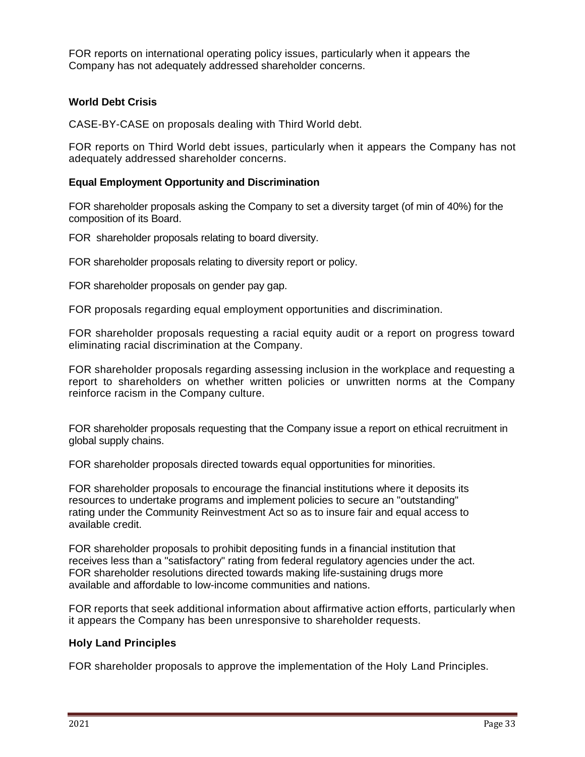FOR reports on international operating policy issues, particularly when it appears the Company has not adequately addressed shareholder concerns.

### World Debt Crisis

CASE-BY-CASE on proposals dealing with Third World debt.

FOR reports on Third World debt issues, particularly when it appears the Company has not adequately addressed shareholder concerns.

### Equal Employment Opportunity and Discrimination

FOR shareholder proposals asking the Company to set a diversity target (of min of 40%) for the composition of its Board.

FOR shareholder proposals relating to board diversity.

FOR shareholder proposals relating to diversity report or policy.

FOR shareholder proposals on gender pay gap.

FOR proposals regarding equal employment opportunities and discrimination.

FOR shareholder proposals requesting a racial equity audit or a report on progress toward eliminating racial discrimination at the Company.

FOR shareholder proposals regarding assessing inclusion in the workplace and requesting a report to shareholders on whether written policies or unwritten norms at the Company reinforce racism in the Company culture.

FOR shareholder proposals requesting that the Company issue a report on ethical recruitment in global supply chains.

FOR shareholder proposals directed towards equal opportunities for minorities.

FOR shareholder proposals to encourage the financial institutions where it deposits its resources to undertake programs and implement policies to secure an "outstanding" rating under the Community Reinvestment Act so as to insure fair and equal access to available credit.

FOR shareholder proposals to prohibit depositing funds in a financial institution that receives less than a "satisfactory" rating from federal regulatory agencies under the act.
FOR shareholder resolutions directed towards making life-sustaining drugs more available and affordable to low-income communities and nations.

FOR reports that seek additional information about affirmative action efforts, particularly when it appears the Company has been unresponsive to shareholder requests.

### Holy Land Principles

FOR shareholder proposals to approve the implementation of the Holy Land Principles.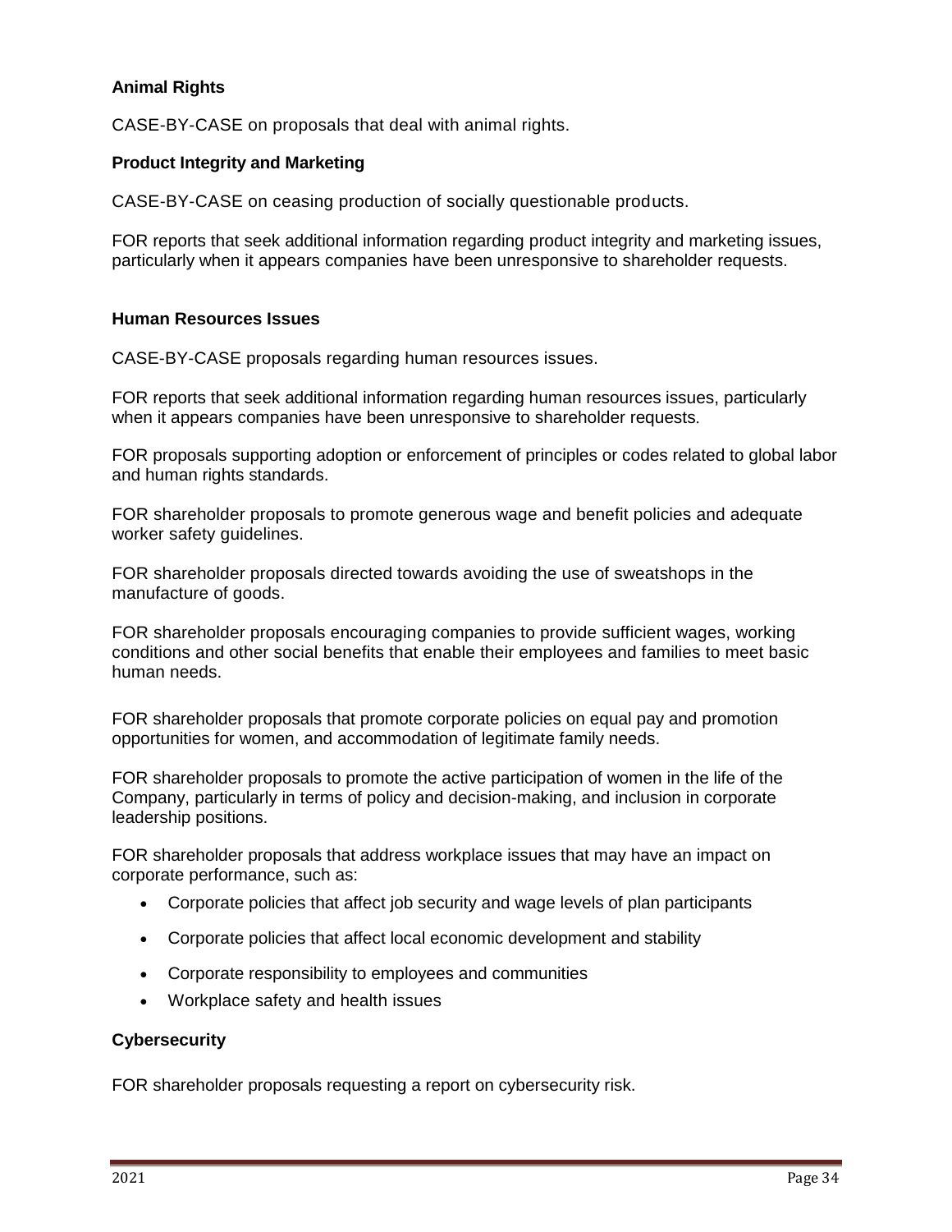### Animal Rights

CASE-BY-CASE on proposals that deal with animal rights.

### Product Integrity and Marketing

CASE-BY-CASE on ceasing production of socially questionable products.

FOR reports that seek additional information regarding product integrity and marketing issues, particularly when it appears companies have been unresponsive to shareholder requests.

### Human Resources Issues

CASE-BY-CASE proposals regarding human resources issues.

FOR reports that seek additional information regarding human resources issues, particularly when it appears companies have been unresponsive to shareholder requests.

FOR proposals supporting adoption or enforcement of principles or codes related to global labor and human rights standards.

FOR shareholder proposals to promote generous wage and benefit policies and adequate worker safety guidelines.

FOR shareholder proposals directed towards avoiding the use of sweatshops in the manufacture of goods.

FOR shareholder proposals encouraging companies to provide sufficient wages, working conditions and other social benefits that enable their employees and families to meet basic human needs.

FOR shareholder proposals that promote corporate policies on equal pay and promotion opportunities for women, and accommodation of legitimate family needs.

FOR shareholder proposals to promote the active participation of women in the life of the Company, particularly in terms of policy and decision-making, and inclusion in corporate leadership positions.

FOR shareholder proposals that address workplace issues that may have an impact on corporate performance, such as:

- Corporate policies that affect job security and wage levels of plan participants
- Corporate policies that affect local economic development and stability
- Corporate responsibility to employees and communities
- Workplace safety and health issues

### Cybersecurity

FOR shareholder proposals requesting a report on cybersecurity risk.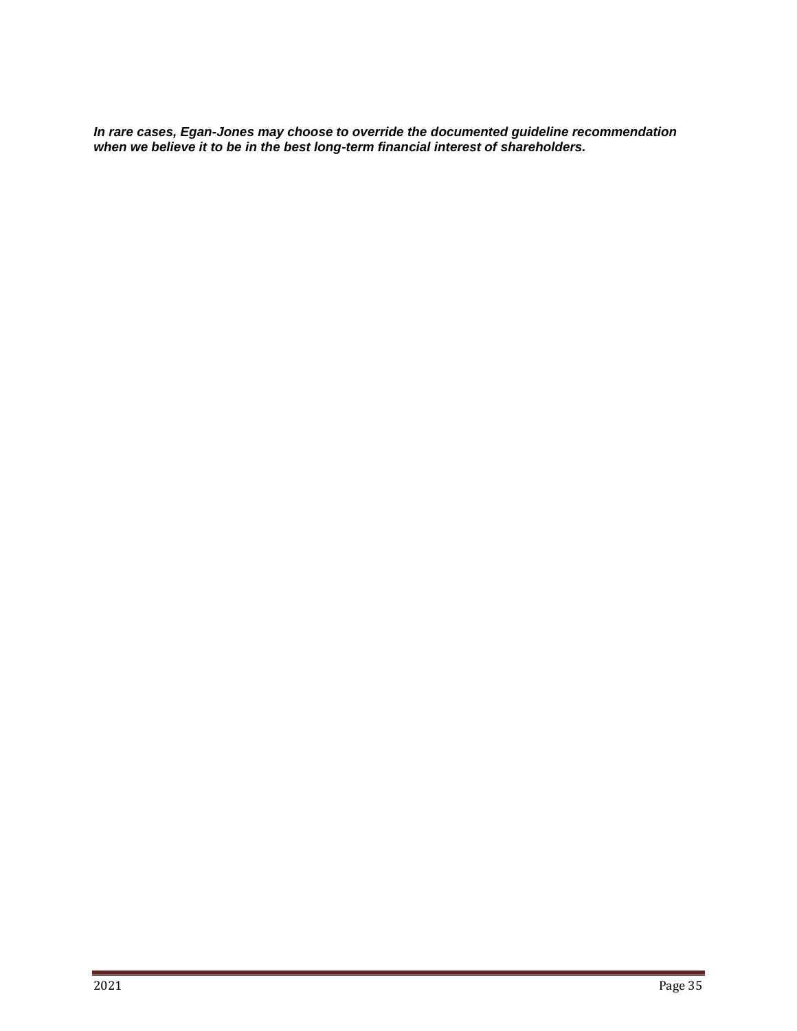***In rare cases, Egan-Jones may choose to override the documented guideline recommendation when we believe it to be in the best long-term financial interest of shareholders.***